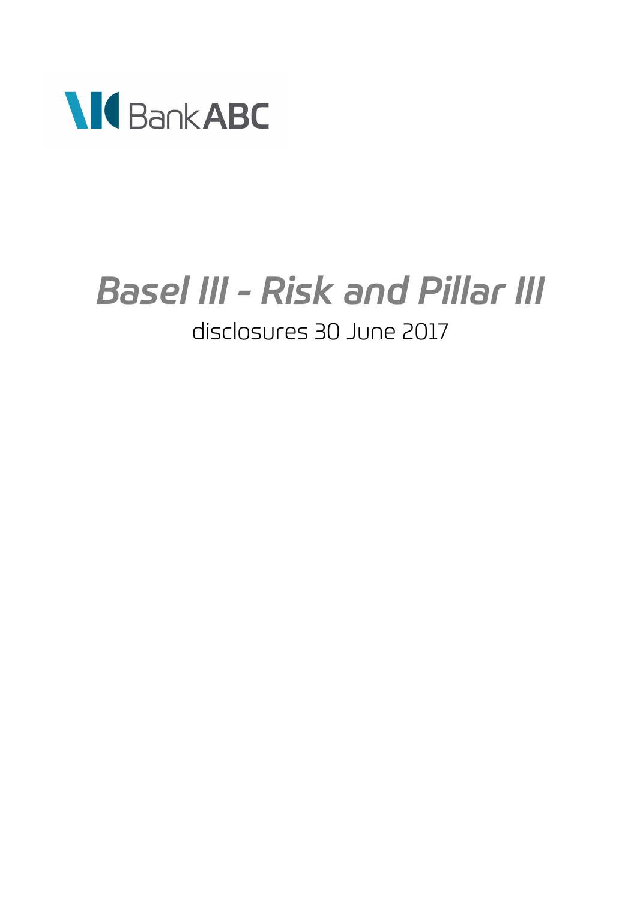Bank ABC

# Basel III - Risk and Pillar III

disclosures 30 June 2017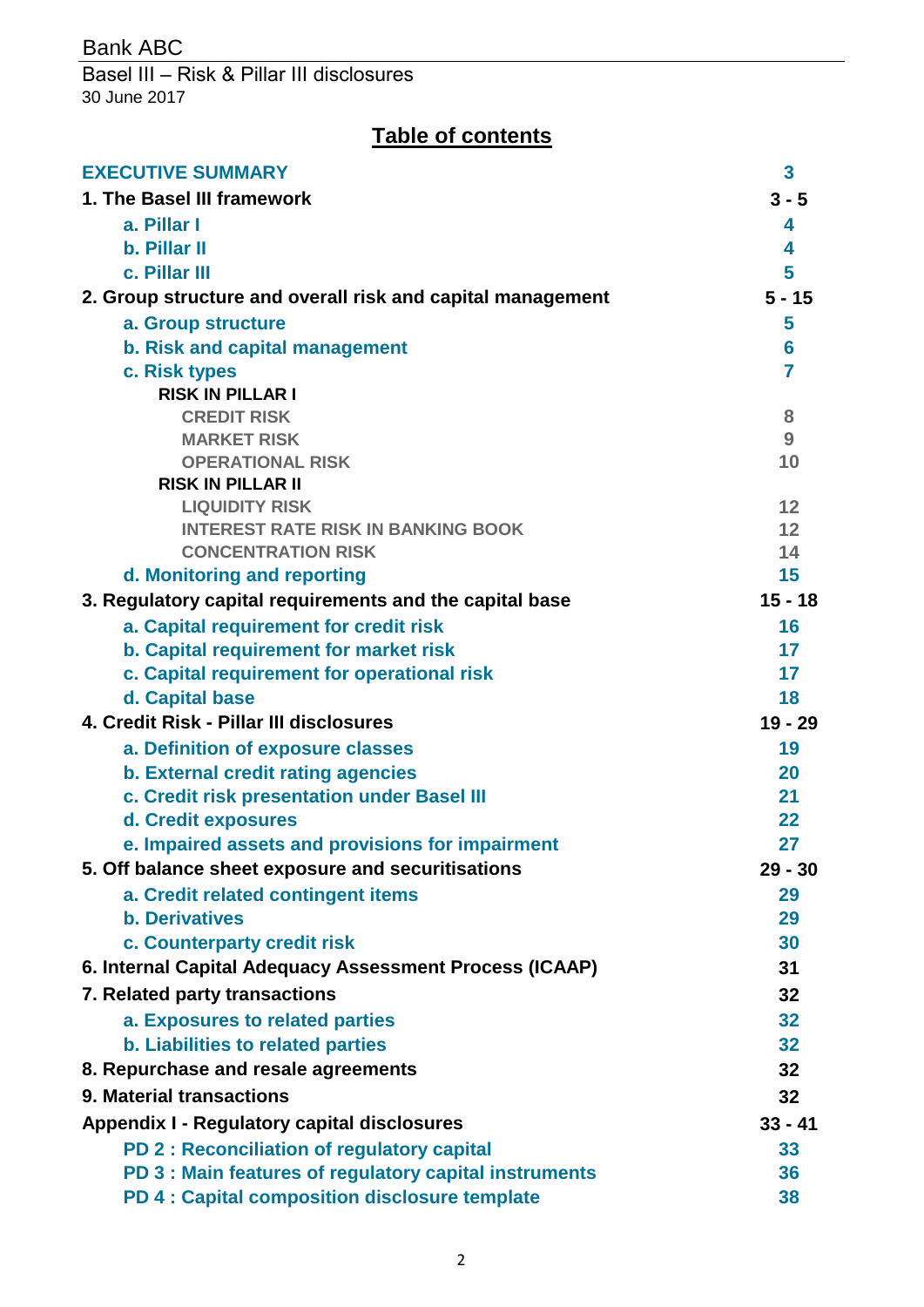Bank ABC

Basel III – Risk & Pillar III disclosures
30 June 2017

## Table of contents

| | |
|---|---|
| **EXECUTIVE SUMMARY** | **3** |
| **1. The Basel III framework** | **3 - 5** |
| **a. Pillar I** | **4** |
| **b. Pillar II** | **4** |
| **c. Pillar III** | **5** |
| **2. Group structure and overall risk and capital management** | **5 - 15** |
| **a. Group structure** | **5** |
| **b. Risk and capital management** | **6** |
| **c. Risk types** | **7** |
| **RISK IN PILLAR I** | |
| **CREDIT RISK** | **8** |
| **MARKET RISK** | **9** |
| **OPERATIONAL RISK** | **10** |
| **RISK IN PILLAR II** | |
| **LIQUIDITY RISK** | **12** |
| **INTEREST RATE RISK IN BANKING BOOK** | **12** |
| **CONCENTRATION RISK** | **14** |
| **d. Monitoring and reporting** | **15** |
| **3. Regulatory capital requirements and the capital base** | **15 - 18** |
| **a. Capital requirement for credit risk** | **16** |
| **b. Capital requirement for market risk** | **17** |
| **c. Capital requirement for operational risk** | **17** |
| **d. Capital base** | **18** |
| **4. Credit Risk - Pillar III disclosures** | **19 - 29** |
| **a. Definition of exposure classes** | **19** |
| **b. External credit rating agencies** | **20** |
| **c. Credit risk presentation under Basel III** | **21** |
| **d. Credit exposures** | **22** |
| **e. Impaired assets and provisions for impairment** | **27** |
| **5. Off balance sheet exposure and securitisations** | **29 - 30** |
| **a. Credit related contingent items** | **29** |
| **b. Derivatives** | **29** |
| **c. Counterparty credit risk** | **30** |
| **6. Internal Capital Adequacy Assessment Process (ICAAP)** | **31** |
| **7. Related party transactions** | **32** |
| **a. Exposures to related parties** | **32** |
| **b. Liabilities to related parties** | **32** |
| **8. Repurchase and resale agreements** | **32** |
| **9. Material transactions** | **32** |
| **Appendix I - Regulatory capital disclosures** | **33 - 41** |
| **PD 2 : Reconciliation of regulatory capital** | **33** |
| **PD 3 : Main features of regulatory capital instruments** | **36** |
| **PD 4 : Capital composition disclosure template** | **38** |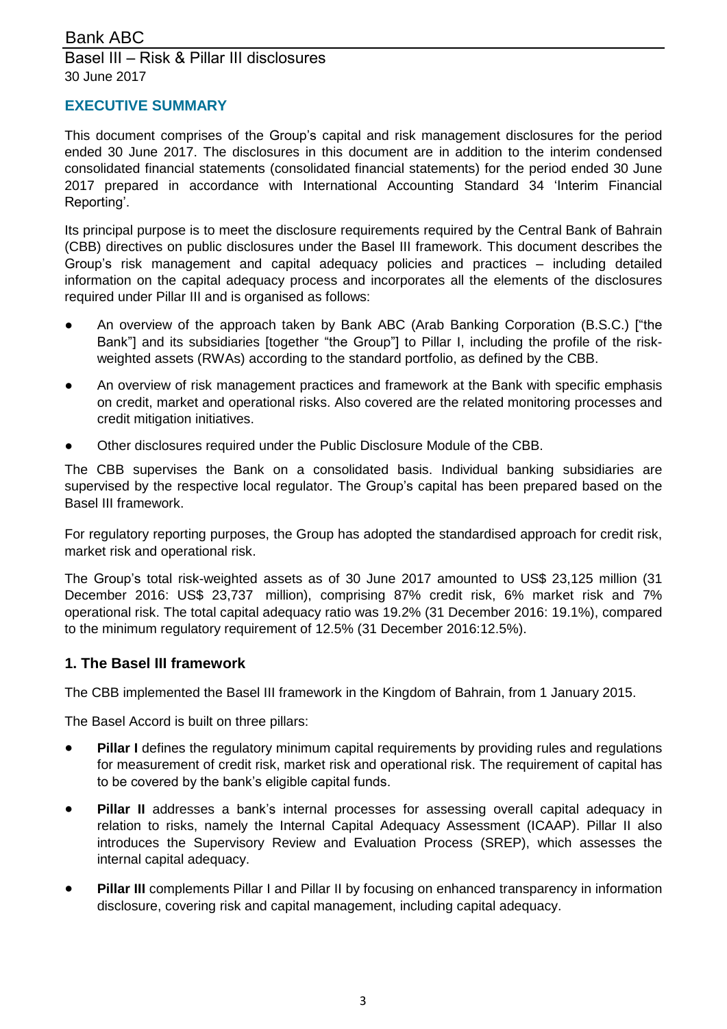## EXECUTIVE SUMMARY

This document comprises of the Group's capital and risk management disclosures for the period ended 30 June 2017. The disclosures in this document are in addition to the interim condensed consolidated financial statements (consolidated financial statements) for the period ended 30 June 2017 prepared in accordance with International Accounting Standard 34 'Interim Financial Reporting'.

Its principal purpose is to meet the disclosure requirements required by the Central Bank of Bahrain (CBB) directives on public disclosures under the Basel III framework. This document describes the Group's risk management and capital adequacy policies and practices – including detailed information on the capital adequacy process and incorporates all the elements of the disclosures required under Pillar III and is organised as follows:

- An overview of the approach taken by Bank ABC (Arab Banking Corporation (B.S.C.) ["the Bank"] and its subsidiaries [together "the Group"] to Pillar I, including the profile of the risk-weighted assets (RWAs) according to the standard portfolio, as defined by the CBB.
- An overview of risk management practices and framework at the Bank with specific emphasis on credit, market and operational risks. Also covered are the related monitoring processes and credit mitigation initiatives.
- Other disclosures required under the Public Disclosure Module of the CBB.

The CBB supervises the Bank on a consolidated basis. Individual banking subsidiaries are supervised by the respective local regulator. The Group's capital has been prepared based on the Basel III framework.

For regulatory reporting purposes, the Group has adopted the standardised approach for credit risk, market risk and operational risk.

The Group's total risk-weighted assets as of 30 June 2017 amounted to US$ 23,125 million (31 December 2016: US$ 23,737 million), comprising 87% credit risk, 6% market risk and 7% operational risk. The total capital adequacy ratio was 19.2% (31 December 2016: 19.1%), compared to the minimum regulatory requirement of 12.5% (31 December 2016:12.5%).

## 1. The Basel III framework

The CBB implemented the Basel III framework in the Kingdom of Bahrain, from 1 January 2015.

The Basel Accord is built on three pillars:

- **Pillar I** defines the regulatory minimum capital requirements by providing rules and regulations for measurement of credit risk, market risk and operational risk. The requirement of capital has to be covered by the bank's eligible capital funds.
- **Pillar II** addresses a bank's internal processes for assessing overall capital adequacy in relation to risks, namely the Internal Capital Adequacy Assessment (ICAAP). Pillar II also introduces the Supervisory Review and Evaluation Process (SREP), which assesses the internal capital adequacy.
- **Pillar III** complements Pillar I and Pillar II by focusing on enhanced transparency in information disclosure, covering risk and capital management, including capital adequacy.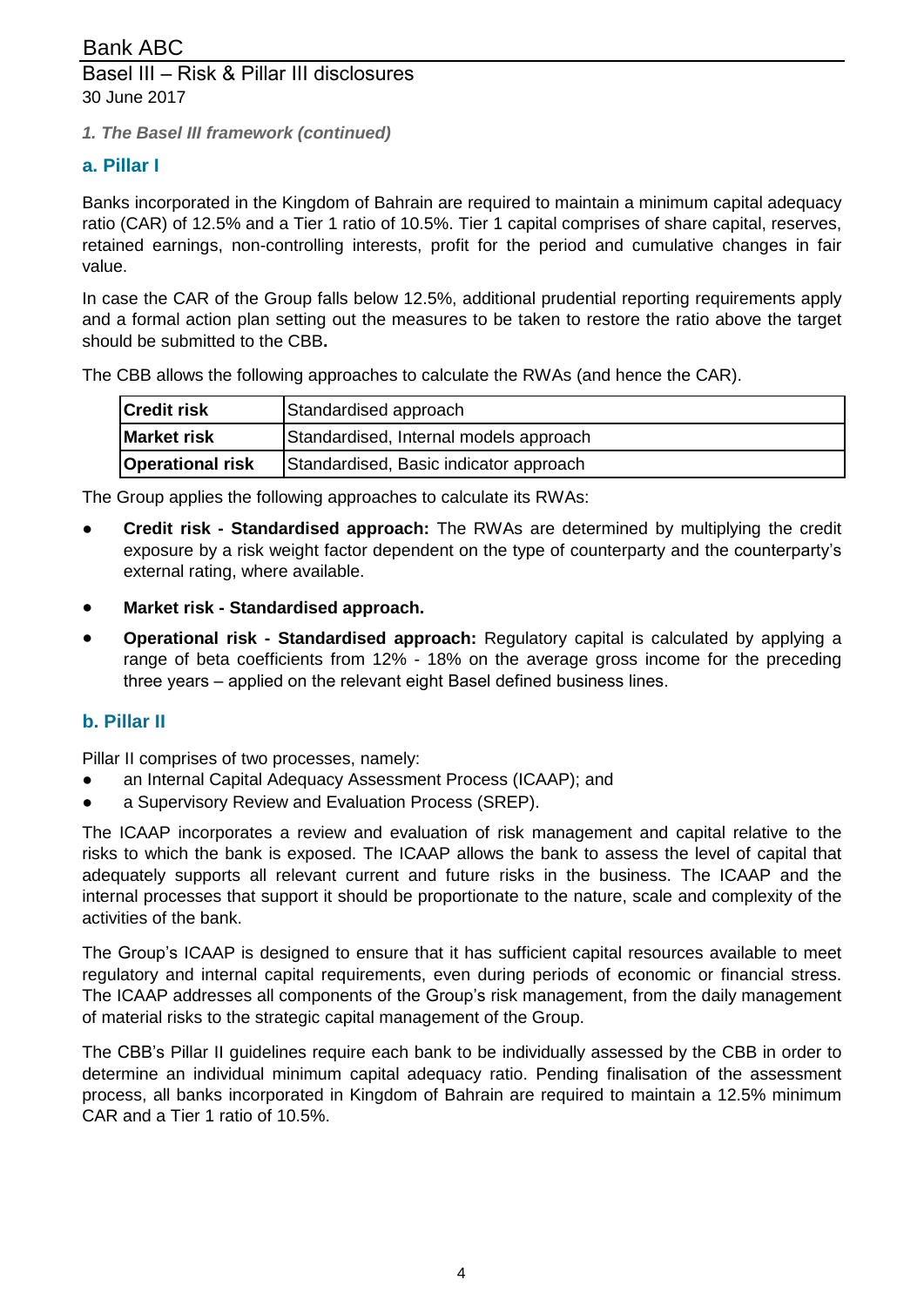*1. The Basel III framework (continued)*

## a. Pillar I

Banks incorporated in the Kingdom of Bahrain are required to maintain a minimum capital adequacy ratio (CAR) of 12.5% and a Tier 1 ratio of 10.5%. Tier 1 capital comprises of share capital, reserves, retained earnings, non-controlling interests, profit for the period and cumulative changes in fair value.

In case the CAR of the Group falls below 12.5%, additional prudential reporting requirements apply and a formal action plan setting out the measures to be taken to restore the ratio above the target should be submitted to the CBB**.**

The CBB allows the following approaches to calculate the RWAs (and hence the CAR).

| | |
|---|---|
| **Credit risk** | Standardised approach |
| **Market risk** | Standardised, Internal models approach |
| **Operational risk** | Standardised, Basic indicator approach |

The Group applies the following approaches to calculate its RWAs:

- **Credit risk - Standardised approach:** The RWAs are determined by multiplying the credit exposure by a risk weight factor dependent on the type of counterparty and the counterparty's external rating, where available.
- **Market risk - Standardised approach.**
- **Operational risk - Standardised approach:** Regulatory capital is calculated by applying a range of beta coefficients from 12% - 18% on the average gross income for the preceding three years – applied on the relevant eight Basel defined business lines.

## b. Pillar II

Pillar II comprises of two processes, namely:

- an Internal Capital Adequacy Assessment Process (ICAAP); and
- a Supervisory Review and Evaluation Process (SREP).

The ICAAP incorporates a review and evaluation of risk management and capital relative to the risks to which the bank is exposed. The ICAAP allows the bank to assess the level of capital that adequately supports all relevant current and future risks in the business. The ICAAP and the internal processes that support it should be proportionate to the nature, scale and complexity of the activities of the bank.

The Group's ICAAP is designed to ensure that it has sufficient capital resources available to meet regulatory and internal capital requirements, even during periods of economic or financial stress. The ICAAP addresses all components of the Group's risk management, from the daily management of material risks to the strategic capital management of the Group.

The CBB's Pillar II guidelines require each bank to be individually assessed by the CBB in order to determine an individual minimum capital adequacy ratio. Pending finalisation of the assessment process, all banks incorporated in Kingdom of Bahrain are required to maintain a 12.5% minimum CAR and a Tier 1 ratio of 10.5%.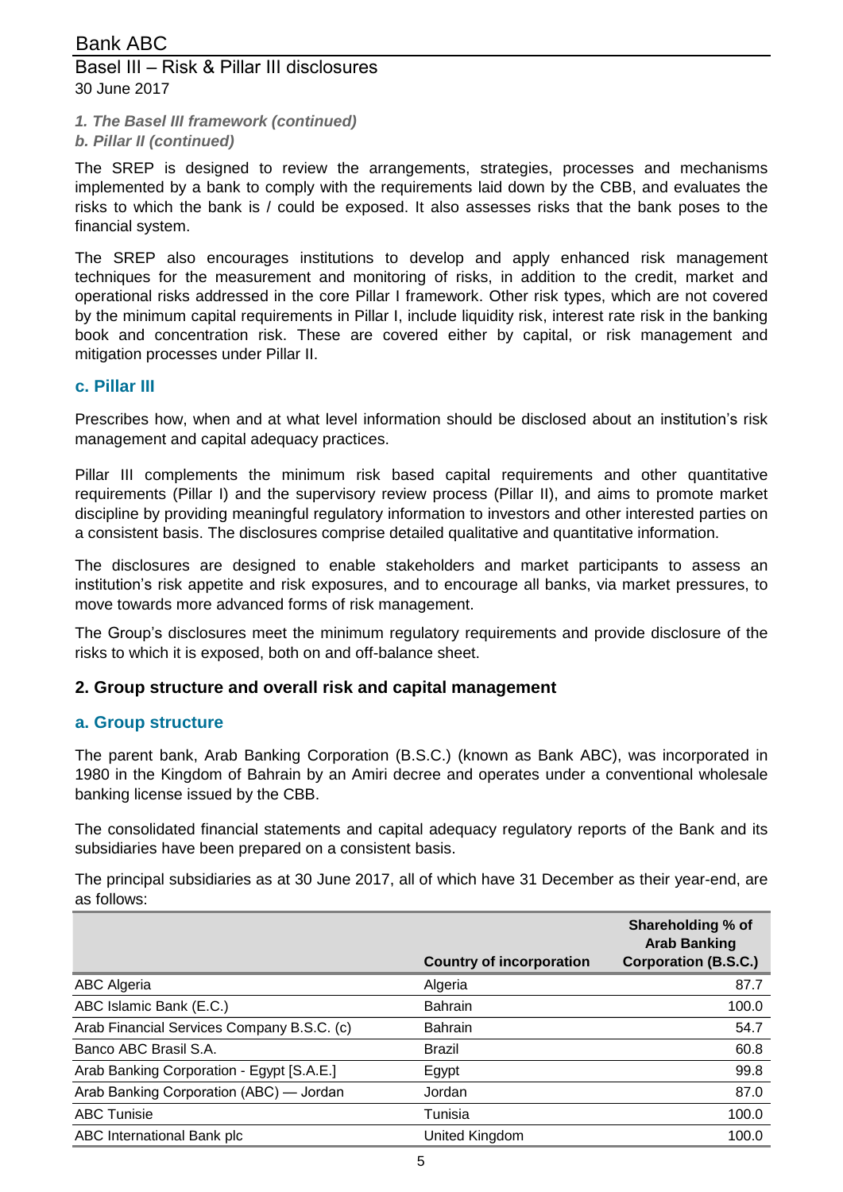*1. The Basel III framework (continued)*
*b. Pillar II (continued)*

The SREP is designed to review the arrangements, strategies, processes and mechanisms implemented by a bank to comply with the requirements laid down by the CBB, and evaluates the risks to which the bank is / could be exposed. It also assesses risks that the bank poses to the financial system.

The SREP also encourages institutions to develop and apply enhanced risk management techniques for the measurement and monitoring of risks, in addition to the credit, market and operational risks addressed in the core Pillar I framework. Other risk types, which are not covered by the minimum capital requirements in Pillar I, include liquidity risk, interest rate risk in the banking book and concentration risk. These are covered either by capital, or risk management and mitigation processes under Pillar II.

### c. Pillar III

Prescribes how, when and at what level information should be disclosed about an institution's risk management and capital adequacy practices.

Pillar III complements the minimum risk based capital requirements and other quantitative requirements (Pillar I) and the supervisory review process (Pillar II), and aims to promote market discipline by providing meaningful regulatory information to investors and other interested parties on a consistent basis. The disclosures comprise detailed qualitative and quantitative information.

The disclosures are designed to enable stakeholders and market participants to assess an institution's risk appetite and risk exposures, and to encourage all banks, via market pressures, to move towards more advanced forms of risk management.

The Group's disclosures meet the minimum regulatory requirements and provide disclosure of the risks to which it is exposed, both on and off-balance sheet.

## 2. Group structure and overall risk and capital management

### a. Group structure

The parent bank, Arab Banking Corporation (B.S.C.) (known as Bank ABC), was incorporated in 1980 in the Kingdom of Bahrain by an Amiri decree and operates under a conventional wholesale banking license issued by the CBB.

The consolidated financial statements and capital adequacy regulatory reports of the Bank and its subsidiaries have been prepared on a consistent basis.

The principal subsidiaries as at 30 June 2017, all of which have 31 December as their year-end, are as follows:

| | Country of incorporation | Shareholding % of Arab Banking Corporation (B.S.C.) |
|---|---|---|
| ABC Algeria | Algeria | 87.7 |
| ABC Islamic Bank (E.C.) | Bahrain | 100.0 |
| Arab Financial Services Company B.S.C. (c) | Bahrain | 54.7 |
| Banco ABC Brasil S.A. | Brazil | 60.8 |
| Arab Banking Corporation - Egypt [S.A.E.] | Egypt | 99.8 |
| Arab Banking Corporation (ABC) — Jordan | Jordan | 87.0 |
| ABC Tunisie | Tunisia | 100.0 |
| ABC International Bank plc | United Kingdom | 100.0 |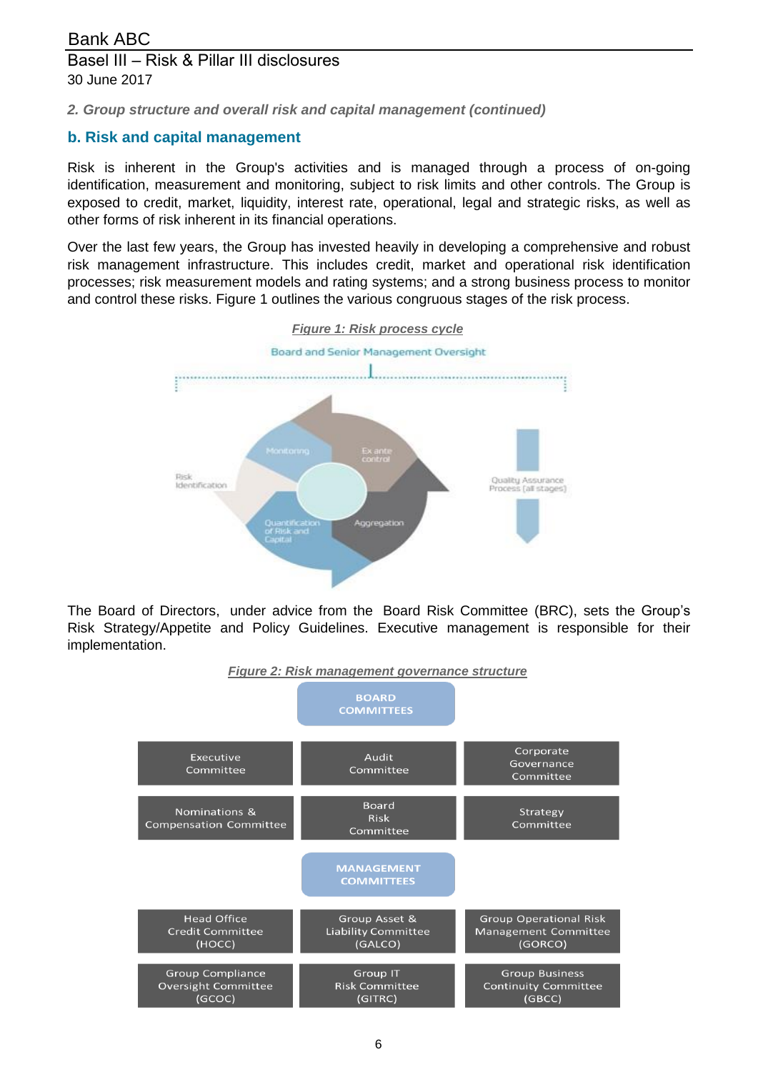*2. Group structure and overall risk and capital management (continued)*

## b. Risk and capital management

Risk is inherent in the Group's activities and is managed through a process of on-going identification, measurement and monitoring, subject to risk limits and other controls. The Group is exposed to credit, market, liquidity, interest rate, operational, legal and strategic risks, as well as other forms of risk inherent in its financial operations.

Over the last few years, the Group has invested heavily in developing a comprehensive and robust risk management infrastructure. This includes credit, market and operational risk identification processes; risk measurement models and rating systems; and a strong business process to monitor and control these risks. Figure 1 outlines the various congruous stages of the risk process.

***Figure 1: Risk process cycle***

Board and Senior Management Oversight

Risk Identification

Monitoring

Ex ante control

Aggregation

Quantification of Risk and Capital

Quality Assurance Process (all stages)

The Board of Directors, under advice from the Board Risk Committee (BRC), sets the Group's Risk Strategy/Appetite and Policy Guidelines. Executive management is responsible for their implementation.

***Figure 2: Risk management governance structure***

**BOARD COMMITTEES**

| | | |
|---|---|---|
| Executive Committee | Audit Committee | Corporate Governance Committee |
| Nominations & Compensation Committee | Board Risk Committee | Strategy Committee |

**MANAGEMENT COMMITTEES**

| | | |
|---|---|---|
| Head Office Credit Committee (HOCC) | Group Asset & Liability Committee (GALCO) | Group Operational Risk Management Committee (GORCO) |
| Group Compliance Oversight Committee (GCOC) | Group IT Risk Committee (GITRC) | Group Business Continuity Committee (GBCC) |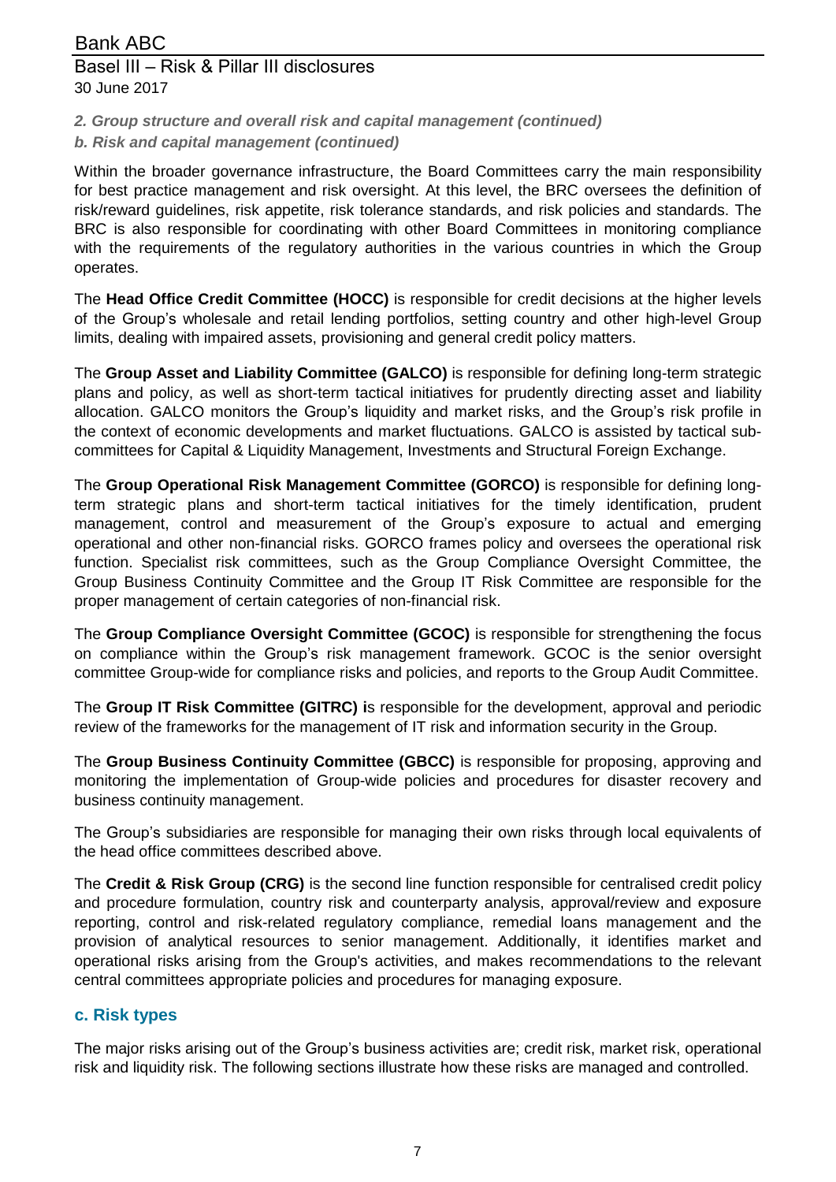*2. Group structure and overall risk and capital management (continued)*

*b. Risk and capital management (continued)*

Within the broader governance infrastructure, the Board Committees carry the main responsibility for best practice management and risk oversight. At this level, the BRC oversees the definition of risk/reward guidelines, risk appetite, risk tolerance standards, and risk policies and standards. The BRC is also responsible for coordinating with other Board Committees in monitoring compliance with the requirements of the regulatory authorities in the various countries in which the Group operates.

The **Head Office Credit Committee (HOCC)** is responsible for credit decisions at the higher levels of the Group's wholesale and retail lending portfolios, setting country and other high-level Group limits, dealing with impaired assets, provisioning and general credit policy matters.

The **Group Asset and Liability Committee (GALCO)** is responsible for defining long-term strategic plans and policy, as well as short-term tactical initiatives for prudently directing asset and liability allocation. GALCO monitors the Group's liquidity and market risks, and the Group's risk profile in the context of economic developments and market fluctuations. GALCO is assisted by tactical sub-committees for Capital & Liquidity Management, Investments and Structural Foreign Exchange.

The **Group Operational Risk Management Committee (GORCO)** is responsible for defining long-term strategic plans and short-term tactical initiatives for the timely identification, prudent management, control and measurement of the Group's exposure to actual and emerging operational and other non-financial risks. GORCO frames policy and oversees the operational risk function. Specialist risk committees, such as the Group Compliance Oversight Committee, the Group Business Continuity Committee and the Group IT Risk Committee are responsible for the proper management of certain categories of non-financial risk.

The **Group Compliance Oversight Committee (GCOC)** is responsible for strengthening the focus on compliance within the Group's risk management framework. GCOC is the senior oversight committee Group-wide for compliance risks and policies, and reports to the Group Audit Committee.

The **Group IT Risk Committee (GITRC) i**s responsible for the development, approval and periodic review of the frameworks for the management of IT risk and information security in the Group.

The **Group Business Continuity Committee (GBCC)** is responsible for proposing, approving and monitoring the implementation of Group-wide policies and procedures for disaster recovery and business continuity management.

The Group's subsidiaries are responsible for managing their own risks through local equivalents of the head office committees described above.

The **Credit & Risk Group (CRG)** is the second line function responsible for centralised credit policy and procedure formulation, country risk and counterparty analysis, approval/review and exposure reporting, control and risk-related regulatory compliance, remedial loans management and the provision of analytical resources to senior management. Additionally, it identifies market and operational risks arising from the Group's activities, and makes recommendations to the relevant central committees appropriate policies and procedures for managing exposure.

## c. Risk types

The major risks arising out of the Group's business activities are; credit risk, market risk, operational risk and liquidity risk. The following sections illustrate how these risks are managed and controlled.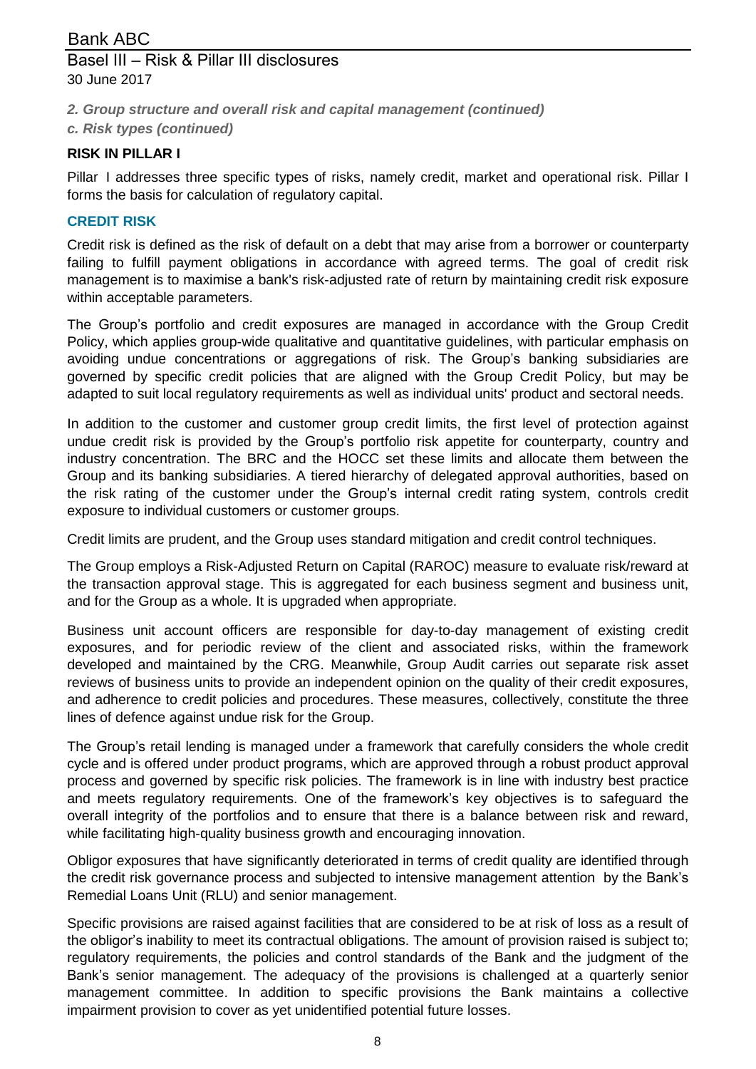*2. Group structure and overall risk and capital management (continued)*

*c. Risk types (continued)*

**RISK IN PILLAR I**

Pillar I addresses three specific types of risks, namely credit, market and operational risk. Pillar I forms the basis for calculation of regulatory capital.

### CREDIT RISK

Credit risk is defined as the risk of default on a debt that may arise from a borrower or counterparty failing to fulfill payment obligations in accordance with agreed terms. The goal of credit risk management is to maximise a bank's risk-adjusted rate of return by maintaining credit risk exposure within acceptable parameters.

The Group's portfolio and credit exposures are managed in accordance with the Group Credit Policy, which applies group-wide qualitative and quantitative guidelines, with particular emphasis on avoiding undue concentrations or aggregations of risk. The Group's banking subsidiaries are governed by specific credit policies that are aligned with the Group Credit Policy, but may be adapted to suit local regulatory requirements as well as individual units' product and sectoral needs.

In addition to the customer and customer group credit limits, the first level of protection against undue credit risk is provided by the Group's portfolio risk appetite for counterparty, country and industry concentration. The BRC and the HOCC set these limits and allocate them between the Group and its banking subsidiaries. A tiered hierarchy of delegated approval authorities, based on the risk rating of the customer under the Group's internal credit rating system, controls credit exposure to individual customers or customer groups.

Credit limits are prudent, and the Group uses standard mitigation and credit control techniques.

The Group employs a Risk-Adjusted Return on Capital (RAROC) measure to evaluate risk/reward at the transaction approval stage. This is aggregated for each business segment and business unit, and for the Group as a whole. It is upgraded when appropriate.

Business unit account officers are responsible for day-to-day management of existing credit exposures, and for periodic review of the client and associated risks, within the framework developed and maintained by the CRG. Meanwhile, Group Audit carries out separate risk asset reviews of business units to provide an independent opinion on the quality of their credit exposures, and adherence to credit policies and procedures. These measures, collectively, constitute the three lines of defence against undue risk for the Group.

The Group's retail lending is managed under a framework that carefully considers the whole credit cycle and is offered under product programs, which are approved through a robust product approval process and governed by specific risk policies. The framework is in line with industry best practice and meets regulatory requirements. One of the framework's key objectives is to safeguard the overall integrity of the portfolios and to ensure that there is a balance between risk and reward, while facilitating high-quality business growth and encouraging innovation.

Obligor exposures that have significantly deteriorated in terms of credit quality are identified through the credit risk governance process and subjected to intensive management attention by the Bank's Remedial Loans Unit (RLU) and senior management.

Specific provisions are raised against facilities that are considered to be at risk of loss as a result of the obligor's inability to meet its contractual obligations. The amount of provision raised is subject to; regulatory requirements, the policies and control standards of the Bank and the judgment of the Bank's senior management. The adequacy of the provisions is challenged at a quarterly senior management committee. In addition to specific provisions the Bank maintains a collective impairment provision to cover as yet unidentified potential future losses.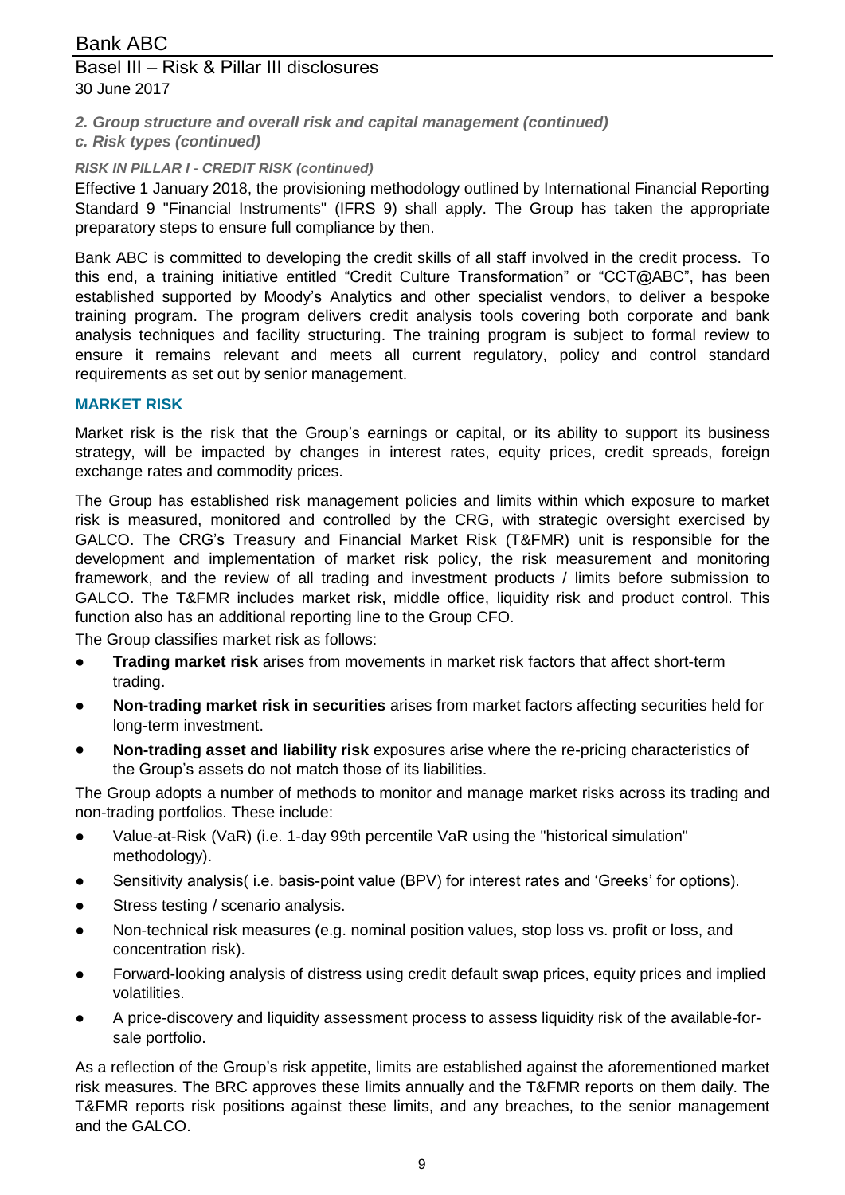*2. Group structure and overall risk and capital management (continued)*

*c. Risk types (continued)*

***RISK IN PILLAR I - CREDIT RISK (continued)***

Effective 1 January 2018, the provisioning methodology outlined by International Financial Reporting Standard 9 "Financial Instruments" (IFRS 9) shall apply. The Group has taken the appropriate preparatory steps to ensure full compliance by then.

Bank ABC is committed to developing the credit skills of all staff involved in the credit process. To this end, a training initiative entitled "Credit Culture Transformation" or "CCT@ABC", has been established supported by Moody's Analytics and other specialist vendors, to deliver a bespoke training program. The program delivers credit analysis tools covering both corporate and bank analysis techniques and facility structuring. The training program is subject to formal review to ensure it remains relevant and meets all current regulatory, policy and control standard requirements as set out by senior management.

**MARKET RISK**

Market risk is the risk that the Group's earnings or capital, or its ability to support its business strategy, will be impacted by changes in interest rates, equity prices, credit spreads, foreign exchange rates and commodity prices.

The Group has established risk management policies and limits within which exposure to market risk is measured, monitored and controlled by the CRG, with strategic oversight exercised by GALCO. The CRG's Treasury and Financial Market Risk (T&FMR) unit is responsible for the development and implementation of market risk policy, the risk measurement and monitoring framework, and the review of all trading and investment products / limits before submission to GALCO. The T&FMR includes market risk, middle office, liquidity risk and product control. This function also has an additional reporting line to the Group CFO.

The Group classifies market risk as follows:

- **Trading market risk** arises from movements in market risk factors that affect short-term trading.
- **Non-trading market risk in securities** arises from market factors affecting securities held for long-term investment.
- **Non-trading asset and liability risk** exposures arise where the re-pricing characteristics of the Group's assets do not match those of its liabilities.

The Group adopts a number of methods to monitor and manage market risks across its trading and non-trading portfolios. These include:

- Value-at-Risk (VaR) (i.e. 1-day 99th percentile VaR using the "historical simulation" methodology).
- Sensitivity analysis( i.e. basis-point value (BPV) for interest rates and 'Greeks' for options).
- Stress testing / scenario analysis.
- Non-technical risk measures (e.g. nominal position values, stop loss vs. profit or loss, and concentration risk).
- Forward-looking analysis of distress using credit default swap prices, equity prices and implied volatilities.
- A price-discovery and liquidity assessment process to assess liquidity risk of the available-for-sale portfolio.

As a reflection of the Group's risk appetite, limits are established against the aforementioned market risk measures. The BRC approves these limits annually and the T&FMR reports on them daily. The T&FMR reports risk positions against these limits, and any breaches, to the senior management and the GALCO.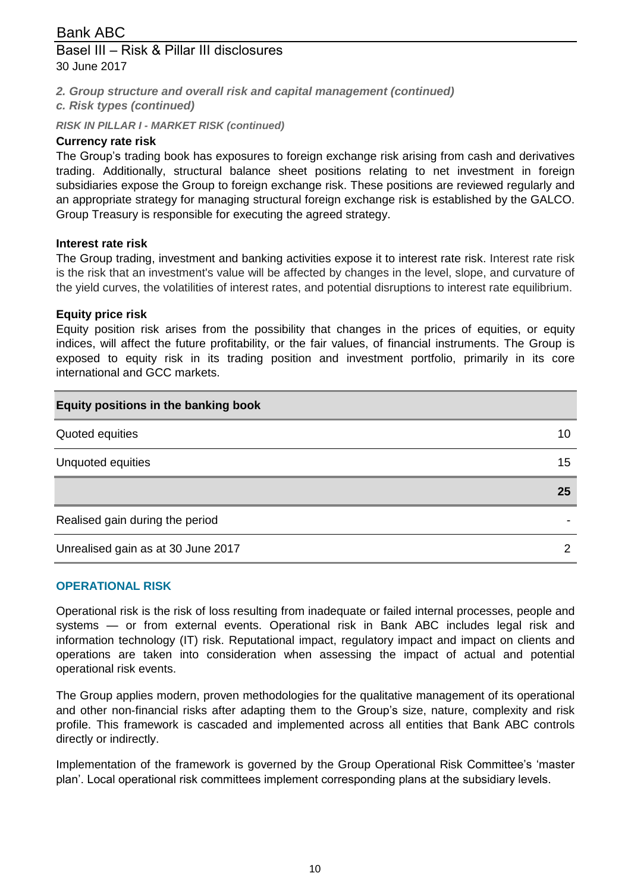*2. Group structure and overall risk and capital management (continued)*
*c. Risk types (continued)*

***RISK IN PILLAR I - MARKET RISK (continued)***

**Currency rate risk**

The Group's trading book has exposures to foreign exchange risk arising from cash and derivatives trading. Additionally, structural balance sheet positions relating to net investment in foreign subsidiaries expose the Group to foreign exchange risk. These positions are reviewed regularly and an appropriate strategy for managing structural foreign exchange risk is established by the GALCO. Group Treasury is responsible for executing the agreed strategy.

**Interest rate risk**

The Group trading, investment and banking activities expose it to interest rate risk. Interest rate risk is the risk that an investment's value will be affected by changes in the level, slope, and curvature of the yield curves, the volatilities of interest rates, and potential disruptions to interest rate equilibrium.

**Equity price risk**

Equity position risk arises from the possibility that changes in the prices of equities, or equity indices, will affect the future profitability, or the fair values, of financial instruments. The Group is exposed to equity risk in its trading position and investment portfolio, primarily in its core international and GCC markets.

| Equity positions in the banking book | |
|---|---|
| Quoted equities | 10 |
| Unquoted equities | 15 |
| | **25** |
| Realised gain during the period | - |
| Unrealised gain as at 30 June 2017 | 2 |

## OPERATIONAL RISK

Operational risk is the risk of loss resulting from inadequate or failed internal processes, people and systems — or from external events. Operational risk in Bank ABC includes legal risk and information technology (IT) risk. Reputational impact, regulatory impact and impact on clients and operations are taken into consideration when assessing the impact of actual and potential operational risk events.

The Group applies modern, proven methodologies for the qualitative management of its operational and other non-financial risks after adapting them to the Group's size, nature, complexity and risk profile. This framework is cascaded and implemented across all entities that Bank ABC controls directly or indirectly.

Implementation of the framework is governed by the Group Operational Risk Committee's 'master plan'. Local operational risk committees implement corresponding plans at the subsidiary levels.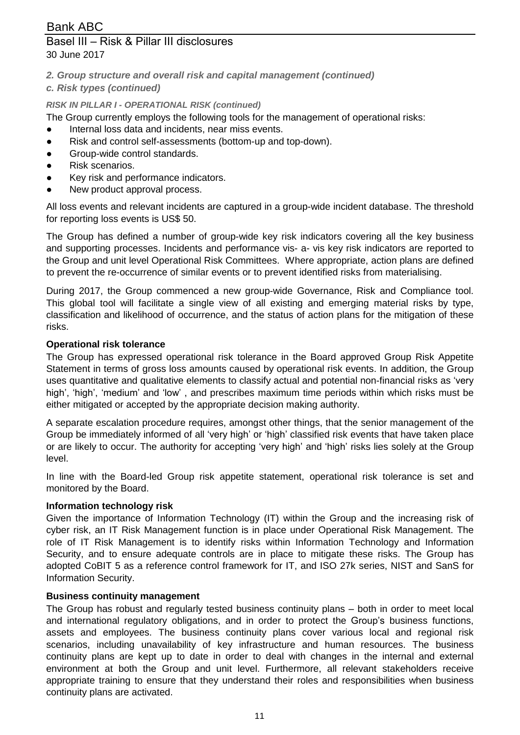*2. Group structure and overall risk and capital management (continued)*

*c. Risk types (continued)*

***RISK IN PILLAR I - OPERATIONAL RISK (continued)***

The Group currently employs the following tools for the management of operational risks:

- Internal loss data and incidents, near miss events.
- Risk and control self-assessments (bottom-up and top-down).
- Group-wide control standards.
- Risk scenarios.
- Key risk and performance indicators.
- New product approval process.

All loss events and relevant incidents are captured in a group-wide incident database. The threshold for reporting loss events is US$ 50.

The Group has defined a number of group-wide key risk indicators covering all the key business and supporting processes. Incidents and performance vis- a- vis key risk indicators are reported to the Group and unit level Operational Risk Committees. Where appropriate, action plans are defined to prevent the re-occurrence of similar events or to prevent identified risks from materialising.

During 2017, the Group commenced a new group-wide Governance, Risk and Compliance tool. This global tool will facilitate a single view of all existing and emerging material risks by type, classification and likelihood of occurrence, and the status of action plans for the mitigation of these risks.

**Operational risk tolerance**

The Group has expressed operational risk tolerance in the Board approved Group Risk Appetite Statement in terms of gross loss amounts caused by operational risk events. In addition, the Group uses quantitative and qualitative elements to classify actual and potential non-financial risks as 'very high', 'high', 'medium' and 'low' , and prescribes maximum time periods within which risks must be either mitigated or accepted by the appropriate decision making authority.

A separate escalation procedure requires, amongst other things, that the senior management of the Group be immediately informed of all 'very high' or 'high' classified risk events that have taken place or are likely to occur. The authority for accepting 'very high' and 'high' risks lies solely at the Group level.

In line with the Board-led Group risk appetite statement, operational risk tolerance is set and monitored by the Board.

**Information technology risk**

Given the importance of Information Technology (IT) within the Group and the increasing risk of cyber risk, an IT Risk Management function is in place under Operational Risk Management. The role of IT Risk Management is to identify risks within Information Technology and Information Security, and to ensure adequate controls are in place to mitigate these risks. The Group has adopted CoBIT 5 as a reference control framework for IT, and ISO 27k series, NIST and SanS for Information Security.

**Business continuity management**

The Group has robust and regularly tested business continuity plans – both in order to meet local and international regulatory obligations, and in order to protect the Group's business functions, assets and employees. The business continuity plans cover various local and regional risk scenarios, including unavailability of key infrastructure and human resources. The business continuity plans are kept up to date in order to deal with changes in the internal and external environment at both the Group and unit level. Furthermore, all relevant stakeholders receive appropriate training to ensure that they understand their roles and responsibilities when business continuity plans are activated.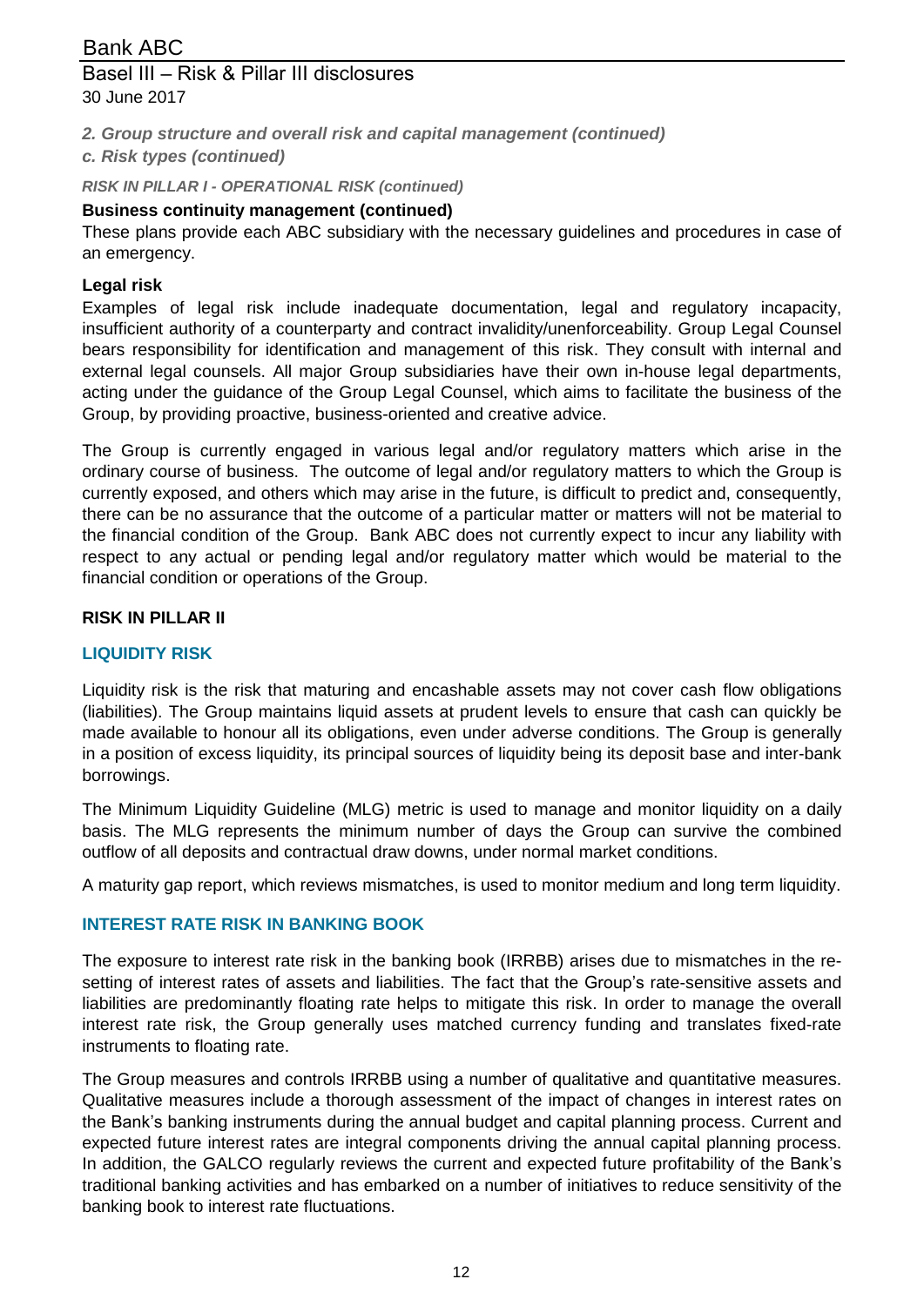*2. Group structure and overall risk and capital management (continued)*

*c. Risk types (continued)*

*RISK IN PILLAR I - OPERATIONAL RISK (continued)*

**Business continuity management (continued)**

These plans provide each ABC subsidiary with the necessary guidelines and procedures in case of an emergency.

**Legal risk**

Examples of legal risk include inadequate documentation, legal and regulatory incapacity, insufficient authority of a counterparty and contract invalidity/unenforceability. Group Legal Counsel bears responsibility for identification and management of this risk. They consult with internal and external legal counsels. All major Group subsidiaries have their own in-house legal departments, acting under the guidance of the Group Legal Counsel, which aims to facilitate the business of the Group, by providing proactive, business-oriented and creative advice.

The Group is currently engaged in various legal and/or regulatory matters which arise in the ordinary course of business. The outcome of legal and/or regulatory matters to which the Group is currently exposed, and others which may arise in the future, is difficult to predict and, consequently, there can be no assurance that the outcome of a particular matter or matters will not be material to the financial condition of the Group. Bank ABC does not currently expect to incur any liability with respect to any actual or pending legal and/or regulatory matter which would be material to the financial condition or operations of the Group.

**RISK IN PILLAR II**

**LIQUIDITY RISK**

Liquidity risk is the risk that maturing and encashable assets may not cover cash flow obligations (liabilities). The Group maintains liquid assets at prudent levels to ensure that cash can quickly be made available to honour all its obligations, even under adverse conditions. The Group is generally in a position of excess liquidity, its principal sources of liquidity being its deposit base and inter-bank borrowings.

The Minimum Liquidity Guideline (MLG) metric is used to manage and monitor liquidity on a daily basis. The MLG represents the minimum number of days the Group can survive the combined outflow of all deposits and contractual draw downs, under normal market conditions.

A maturity gap report, which reviews mismatches, is used to monitor medium and long term liquidity.

**INTEREST RATE RISK IN BANKING BOOK**

The exposure to interest rate risk in the banking book (IRRBB) arises due to mismatches in the re-setting of interest rates of assets and liabilities. The fact that the Group's rate-sensitive assets and liabilities are predominantly floating rate helps to mitigate this risk. In order to manage the overall interest rate risk, the Group generally uses matched currency funding and translates fixed-rate instruments to floating rate.

The Group measures and controls IRRBB using a number of qualitative and quantitative measures. Qualitative measures include a thorough assessment of the impact of changes in interest rates on the Bank's banking instruments during the annual budget and capital planning process. Current and expected future interest rates are integral components driving the annual capital planning process. In addition, the GALCO regularly reviews the current and expected future profitability of the Bank's traditional banking activities and has embarked on a number of initiatives to reduce sensitivity of the banking book to interest rate fluctuations.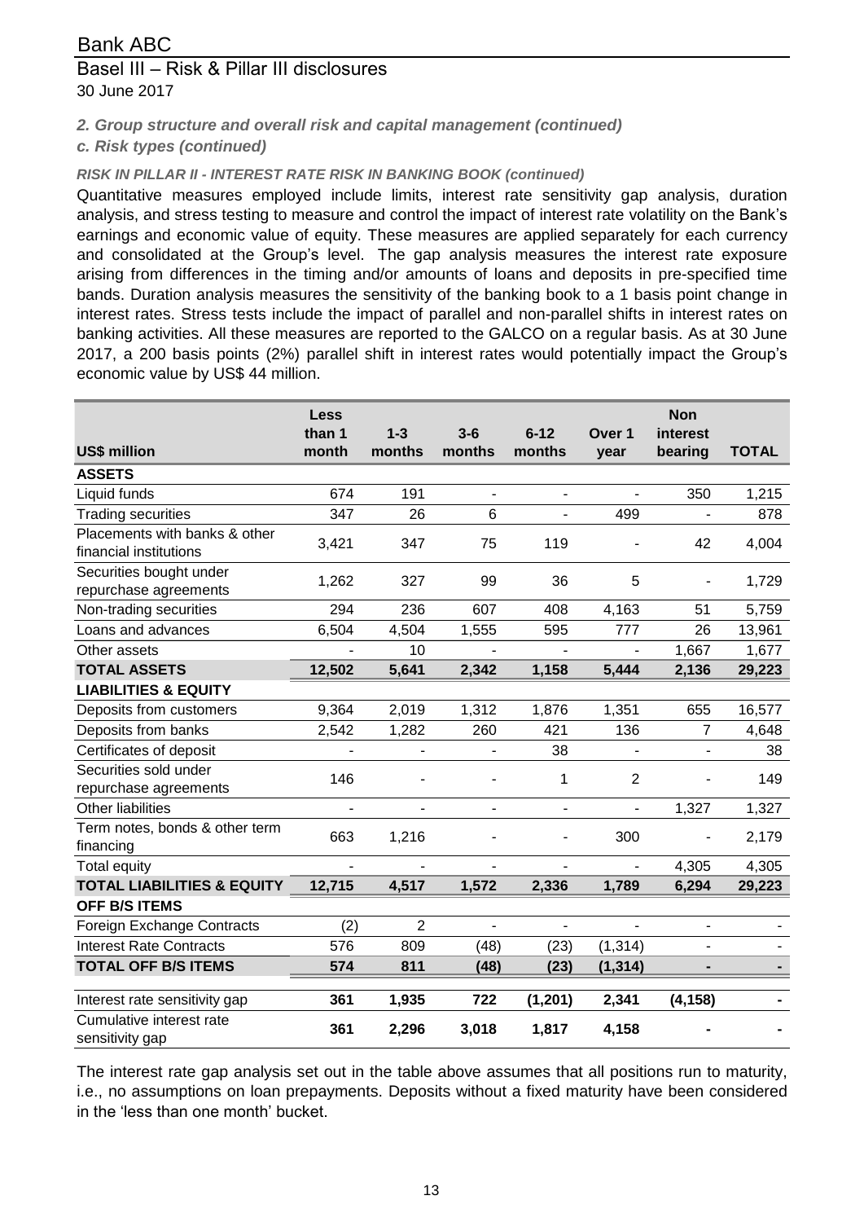## 2. Group structure and overall risk and capital management (continued)

### c. Risk types (continued)

#### RISK IN PILLAR II - INTEREST RATE RISK IN BANKING BOOK (continued)

Quantitative measures employed include limits, interest rate sensitivity gap analysis, duration analysis, and stress testing to measure and control the impact of interest rate volatility on the Bank's earnings and economic value of equity. These measures are applied separately for each currency and consolidated at the Group's level. The gap analysis measures the interest rate exposure arising from differences in the timing and/or amounts of loans and deposits in pre-specified time bands. Duration analysis measures the sensitivity of the banking book to a 1 basis point change in interest rates. Stress tests include the impact of parallel and non-parallel shifts in interest rates on banking activities. All these measures are reported to the GALCO on a regular basis. As at 30 June 2017, a 200 basis points (2%) parallel shift in interest rates would potentially impact the Group's economic value by US$ 44 million.

| US$ million | Less than 1 month | 1-3 months | 3-6 months | 6-12 months | Over 1 year | Non interest bearing | TOTAL |
|---|---|---|---|---|---|---|---|
| **ASSETS** | | | | | | | |
| Liquid funds | 674 | 191 | - | - | - | 350 | 1,215 |
| Trading securities | 347 | 26 | 6 | - | 499 | - | 878 |
| Placements with banks & other financial institutions | 3,421 | 347 | 75 | 119 | - | 42 | 4,004 |
| Securities bought under repurchase agreements | 1,262 | 327 | 99 | 36 | 5 | - | 1,729 |
| Non-trading securities | 294 | 236 | 607 | 408 | 4,163 | 51 | 5,759 |
| Loans and advances | 6,504 | 4,504 | 1,555 | 595 | 777 | 26 | 13,961 |
| Other assets | - | 10 | - | - | - | 1,667 | 1,677 |
| **TOTAL ASSETS** | **12,502** | **5,641** | **2,342** | **1,158** | **5,444** | **2,136** | **29,223** |
| **LIABILITIES & EQUITY** | | | | | | | |
| Deposits from customers | 9,364 | 2,019 | 1,312 | 1,876 | 1,351 | 655 | 16,577 |
| Deposits from banks | 2,542 | 1,282 | 260 | 421 | 136 | 7 | 4,648 |
| Certificates of deposit | - | - | - | 38 | - | - | 38 |
| Securities sold under repurchase agreements | 146 | - | - | 1 | 2 | - | 149 |
| Other liabilities | - | - | - | - | - | 1,327 | 1,327 |
| Term notes, bonds & other term financing | 663 | 1,216 | - | - | 300 | - | 2,179 |
| Total equity | - | - | - | - | - | 4,305 | 4,305 |
| **TOTAL LIABILITIES & EQUITY** | **12,715** | **4,517** | **1,572** | **2,336** | **1,789** | **6,294** | **29,223** |
| **OFF B/S ITEMS** | | | | | | | |
| Foreign Exchange Contracts | (2) | 2 | - | - | - | - | - |
| Interest Rate Contracts | 576 | 809 | (48) | (23) | (1,314) | - | - |
| **TOTAL OFF B/S ITEMS** | **574** | **811** | **(48)** | **(23)** | **(1,314)** | **-** | **-** |
| Interest rate sensitivity gap | **361** | **1,935** | **722** | **(1,201)** | **2,341** | **(4,158)** | **-** |
| Cumulative interest rate sensitivity gap | **361** | **2,296** | **3,018** | **1,817** | **4,158** | **-** | **-** |

The interest rate gap analysis set out in the table above assumes that all positions run to maturity, i.e., no assumptions on loan prepayments. Deposits without a fixed maturity have been considered in the 'less than one month' bucket.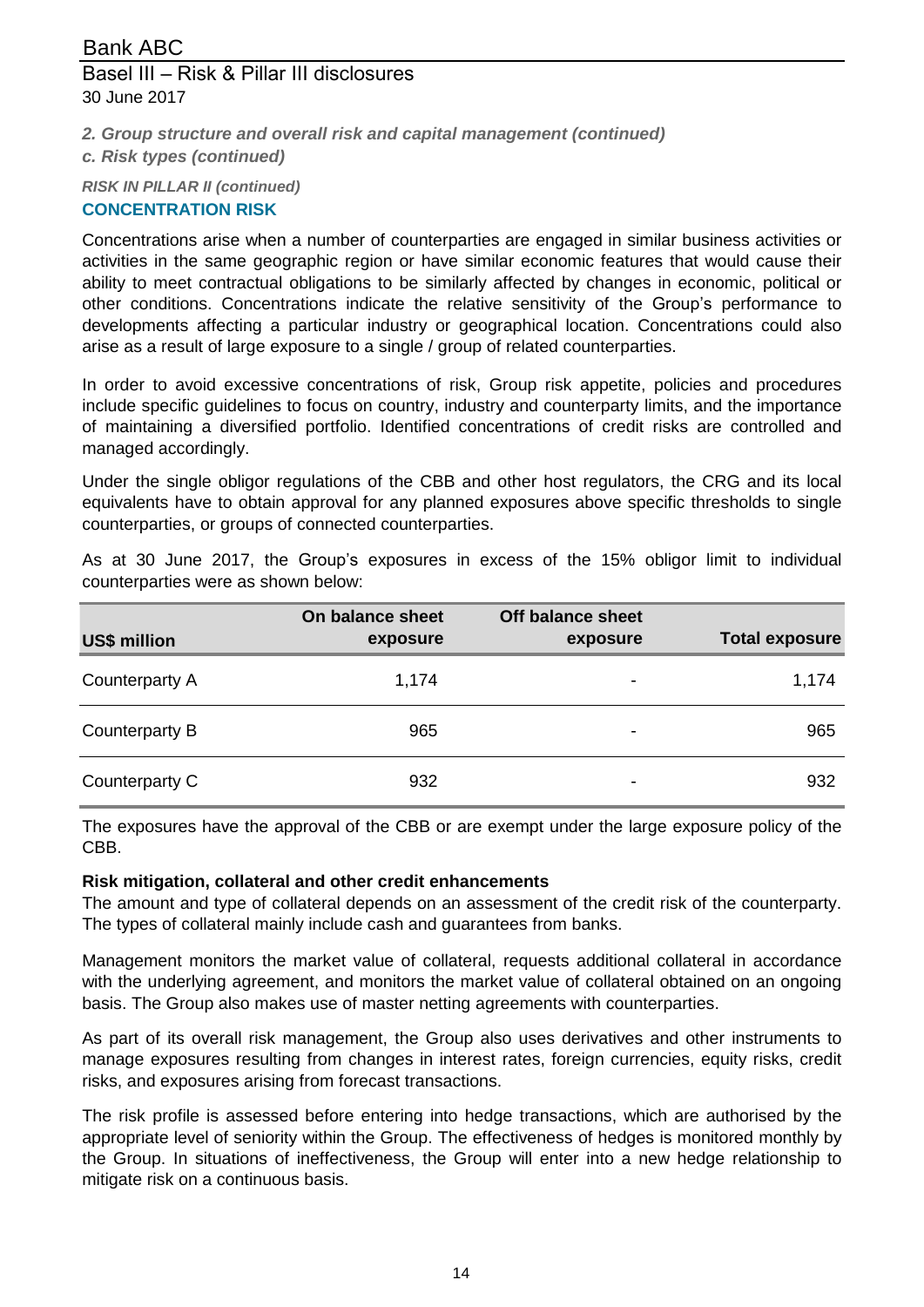*2. Group structure and overall risk and capital management (continued)*

*c. Risk types (continued)*

*RISK IN PILLAR II (continued)*

### CONCENTRATION RISK

Concentrations arise when a number of counterparties are engaged in similar business activities or activities in the same geographic region or have similar economic features that would cause their ability to meet contractual obligations to be similarly affected by changes in economic, political or other conditions. Concentrations indicate the relative sensitivity of the Group's performance to developments affecting a particular industry or geographical location. Concentrations could also arise as a result of large exposure to a single / group of related counterparties.

In order to avoid excessive concentrations of risk, Group risk appetite, policies and procedures include specific guidelines to focus on country, industry and counterparty limits, and the importance of maintaining a diversified portfolio. Identified concentrations of credit risks are controlled and managed accordingly.

Under the single obligor regulations of the CBB and other host regulators, the CRG and its local equivalents have to obtain approval for any planned exposures above specific thresholds to single counterparties, or groups of connected counterparties.

As at 30 June 2017, the Group's exposures in excess of the 15% obligor limit to individual counterparties were as shown below:

| US$ million | On balance sheet exposure | Off balance sheet exposure | Total exposure |
|---|---|---|---|
| Counterparty A | 1,174 | - | 1,174 |
| Counterparty B | 965 | - | 965 |
| Counterparty C | 932 | - | 932 |

The exposures have the approval of the CBB or are exempt under the large exposure policy of the CBB.

**Risk mitigation, collateral and other credit enhancements**

The amount and type of collateral depends on an assessment of the credit risk of the counterparty. The types of collateral mainly include cash and guarantees from banks.

Management monitors the market value of collateral, requests additional collateral in accordance with the underlying agreement, and monitors the market value of collateral obtained on an ongoing basis. The Group also makes use of master netting agreements with counterparties.

As part of its overall risk management, the Group also uses derivatives and other instruments to manage exposures resulting from changes in interest rates, foreign currencies, equity risks, credit risks, and exposures arising from forecast transactions.

The risk profile is assessed before entering into hedge transactions, which are authorised by the appropriate level of seniority within the Group. The effectiveness of hedges is monitored monthly by the Group. In situations of ineffectiveness, the Group will enter into a new hedge relationship to mitigate risk on a continuous basis.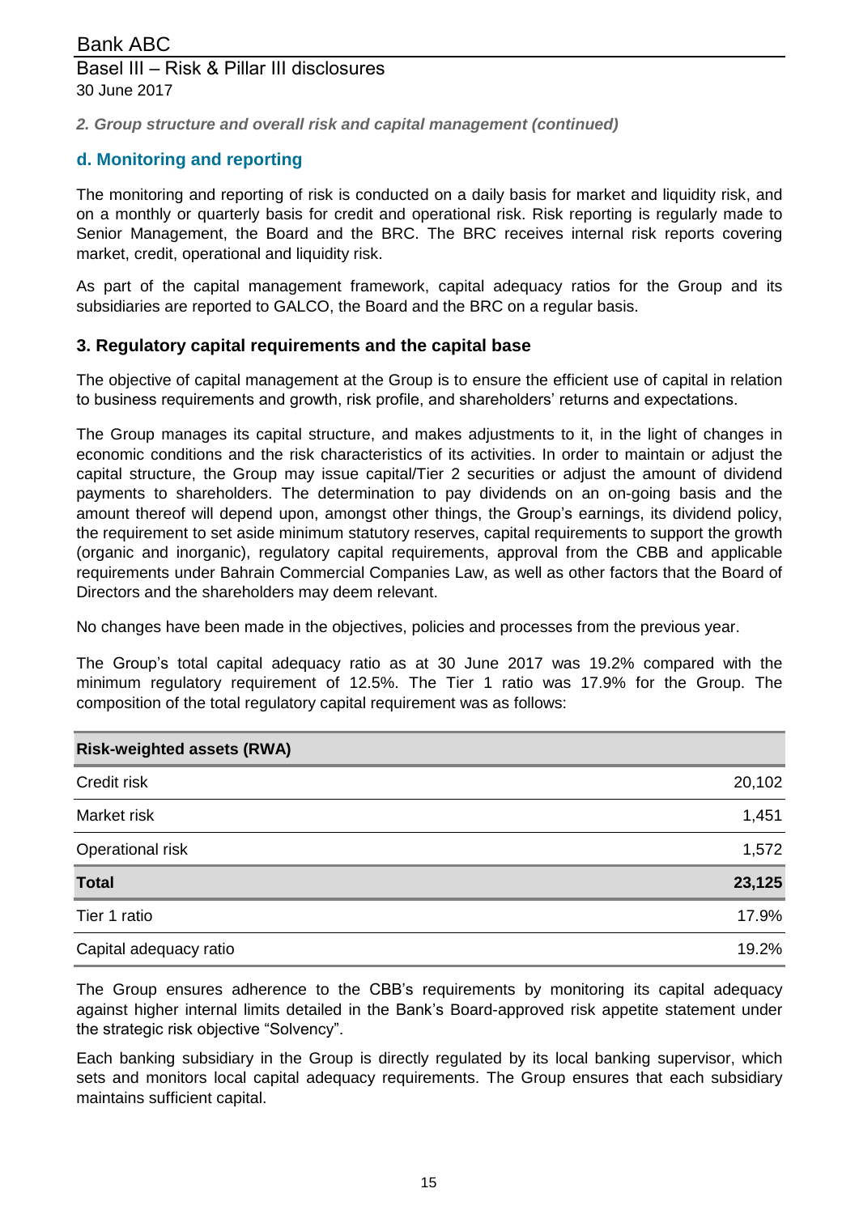*2. Group structure and overall risk and capital management (continued)*

### d. Monitoring and reporting

The monitoring and reporting of risk is conducted on a daily basis for market and liquidity risk, and on a monthly or quarterly basis for credit and operational risk. Risk reporting is regularly made to Senior Management, the Board and the BRC. The BRC receives internal risk reports covering market, credit, operational and liquidity risk.

As part of the capital management framework, capital adequacy ratios for the Group and its subsidiaries are reported to GALCO, the Board and the BRC on a regular basis.

## 3. Regulatory capital requirements and the capital base

The objective of capital management at the Group is to ensure the efficient use of capital in relation to business requirements and growth, risk profile, and shareholders' returns and expectations.

The Group manages its capital structure, and makes adjustments to it, in the light of changes in economic conditions and the risk characteristics of its activities. In order to maintain or adjust the capital structure, the Group may issue capital/Tier 2 securities or adjust the amount of dividend payments to shareholders. The determination to pay dividends on an on-going basis and the amount thereof will depend upon, amongst other things, the Group's earnings, its dividend policy, the requirement to set aside minimum statutory reserves, capital requirements to support the growth (organic and inorganic), regulatory capital requirements, approval from the CBB and applicable requirements under Bahrain Commercial Companies Law, as well as other factors that the Board of Directors and the shareholders may deem relevant.

No changes have been made in the objectives, policies and processes from the previous year.

The Group's total capital adequacy ratio as at 30 June 2017 was 19.2% compared with the minimum regulatory requirement of 12.5%. The Tier 1 ratio was 17.9% for the Group. The composition of the total regulatory capital requirement was as follows:

| Risk-weighted assets (RWA) | |
|---|---|
| Credit risk | 20,102 |
| Market risk | 1,451 |
| Operational risk | 1,572 |
| **Total** | **23,125** |
| Tier 1 ratio | 17.9% |
| Capital adequacy ratio | 19.2% |

The Group ensures adherence to the CBB's requirements by monitoring its capital adequacy against higher internal limits detailed in the Bank's Board-approved risk appetite statement under the strategic risk objective "Solvency".

Each banking subsidiary in the Group is directly regulated by its local banking supervisor, which sets and monitors local capital adequacy requirements. The Group ensures that each subsidiary maintains sufficient capital.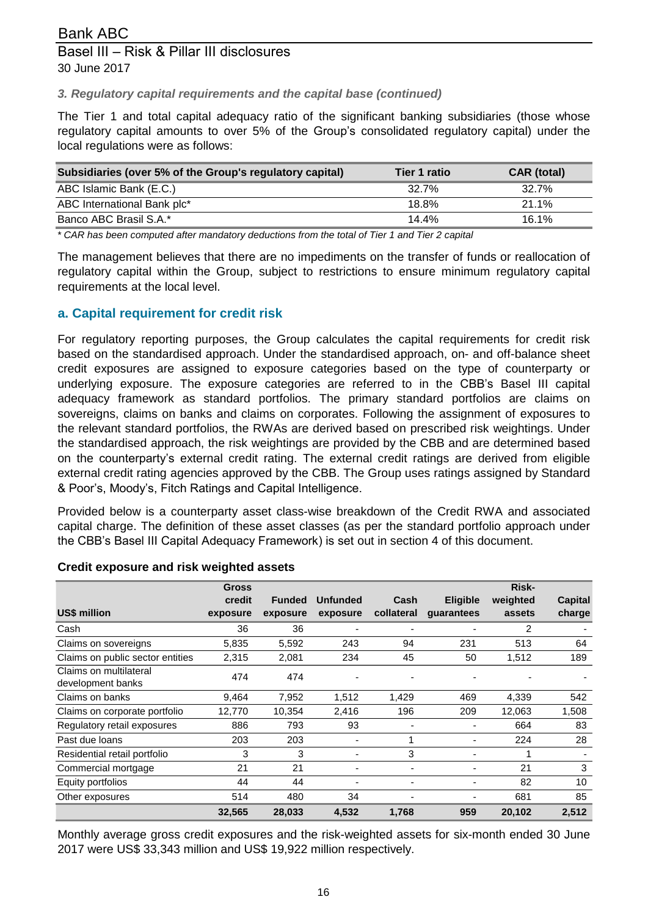### *3. Regulatory capital requirements and the capital base (continued)*

The Tier 1 and total capital adequacy ratio of the significant banking subsidiaries (those whose regulatory capital amounts to over 5% of the Group's consolidated regulatory capital) under the local regulations were as follows:

| Subsidiaries (over 5% of the Group's regulatory capital) | Tier 1 ratio | CAR (total) |
|---|---|---|
| ABC Islamic Bank (E.C.) | 32.7% | 32.7% |
| ABC International Bank plc* | 18.8% | 21.1% |
| Banco ABC Brasil S.A.* | 14.4% | 16.1% |

*\* CAR has been computed after mandatory deductions from the total of Tier 1 and Tier 2 capital*

The management believes that there are no impediments on the transfer of funds or reallocation of regulatory capital within the Group, subject to restrictions to ensure minimum regulatory capital requirements at the local level.

## a. Capital requirement for credit risk

For regulatory reporting purposes, the Group calculates the capital requirements for credit risk based on the standardised approach. Under the standardised approach, on- and off-balance sheet credit exposures are assigned to exposure categories based on the type of counterparty or underlying exposure. The exposure categories are referred to in the CBB's Basel III capital adequacy framework as standard portfolios. The primary standard portfolios are claims on sovereigns, claims on banks and claims on corporates. Following the assignment of exposures to the relevant standard portfolios, the RWAs are derived based on prescribed risk weightings. Under the standardised approach, the risk weightings are provided by the CBB and are determined based on the counterparty's external credit rating. The external credit ratings are derived from eligible external credit rating agencies approved by the CBB. The Group uses ratings assigned by Standard & Poor's, Moody's, Fitch Ratings and Capital Intelligence.

Provided below is a counterparty asset class-wise breakdown of the Credit RWA and associated capital charge. The definition of these asset classes (as per the standard portfolio approach under the CBB's Basel III Capital Adequacy Framework) is set out in section 4 of this document.

**Credit exposure and risk weighted assets**

| US$ million | Gross credit exposure | Funded exposure | Unfunded exposure | Cash collateral | Eligible guarantees | Risk-weighted assets | Capital charge |
|---|---|---|---|---|---|---|---|
| Cash | 36 | 36 | - | - | - | 2 | - |
| Claims on sovereigns | 5,835 | 5,592 | 243 | 94 | 231 | 513 | 64 |
| Claims on public sector entities | 2,315 | 2,081 | 234 | 45 | 50 | 1,512 | 189 |
| Claims on multilateral development banks | 474 | 474 | - | - | - | - | - |
| Claims on banks | 9,464 | 7,952 | 1,512 | 1,429 | 469 | 4,339 | 542 |
| Claims on corporate portfolio | 12,770 | 10,354 | 2,416 | 196 | 209 | 12,063 | 1,508 |
| Regulatory retail exposures | 886 | 793 | 93 | - | - | 664 | 83 |
| Past due loans | 203 | 203 | - | 1 | - | 224 | 28 |
| Residential retail portfolio | 3 | 3 | - | 3 | - | 1 | - |
| Commercial mortgage | 21 | 21 | - | - | - | 21 | 3 |
| Equity portfolios | 44 | 44 | - | - | - | 82 | 10 |
| Other exposures | 514 | 480 | 34 | - | - | 681 | 85 |
| | **32,565** | **28,033** | **4,532** | **1,768** | **959** | **20,102** | **2,512** |

Monthly average gross credit exposures and the risk-weighted assets for six-month ended 30 June 2017 were US$ 33,343 million and US$ 19,922 million respectively.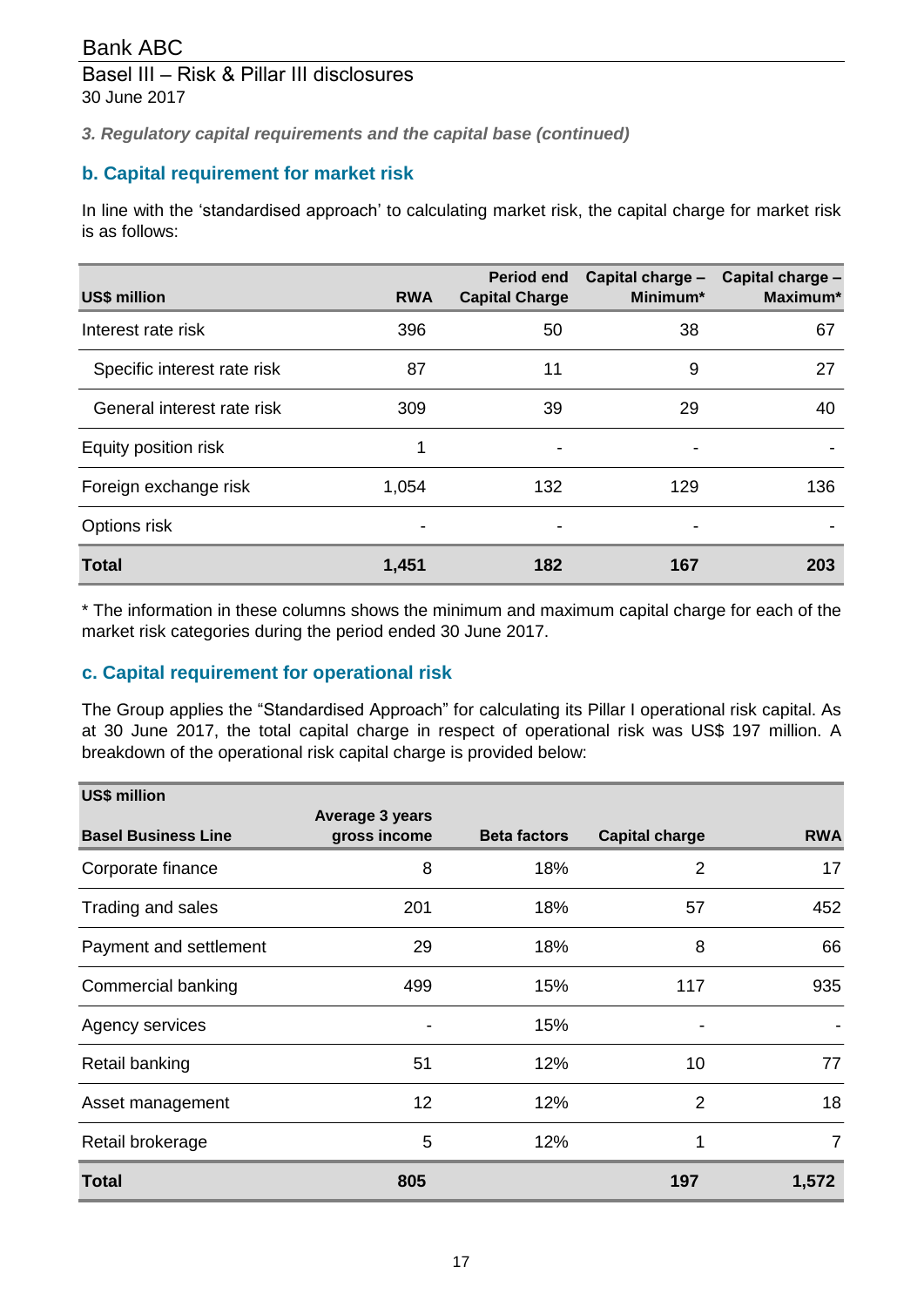*3. Regulatory capital requirements and the capital base (continued)*

## b. Capital requirement for market risk

In line with the 'standardised approach' to calculating market risk, the capital charge for market risk is as follows:

| US$ million | RWA | Period end Capital Charge | Capital charge – Minimum* | Capital charge – Maximum* |
|---|---|---|---|---|
| Interest rate risk | 396 | 50 | 38 | 67 |
| Specific interest rate risk | 87 | 11 | 9 | 27 |
| General interest rate risk | 309 | 39 | 29 | 40 |
| Equity position risk | 1 | - | - | - |
| Foreign exchange risk | 1,054 | 132 | 129 | 136 |
| Options risk | - | - | - | - |
| **Total** | **1,451** | **182** | **167** | **203** |

* The information in these columns shows the minimum and maximum capital charge for each of the market risk categories during the period ended 30 June 2017.

## c. Capital requirement for operational risk

The Group applies the "Standardised Approach" for calculating its Pillar I operational risk capital. As at 30 June 2017, the total capital charge in respect of operational risk was US$ 197 million. A breakdown of the operational risk capital charge is provided below:

| US$ million<br>Basel Business Line | Average 3 years gross income | Beta factors | Capital charge | RWA |
|---|---|---|---|---|
| Corporate finance | 8 | 18% | 2 | 17 |
| Trading and sales | 201 | 18% | 57 | 452 |
| Payment and settlement | 29 | 18% | 8 | 66 |
| Commercial banking | 499 | 15% | 117 | 935 |
| Agency services | - | 15% | - | - |
| Retail banking | 51 | 12% | 10 | 77 |
| Asset management | 12 | 12% | 2 | 18 |
| Retail brokerage | 5 | 12% | 1 | 7 |
| **Total** | **805** | | **197** | **1,572** |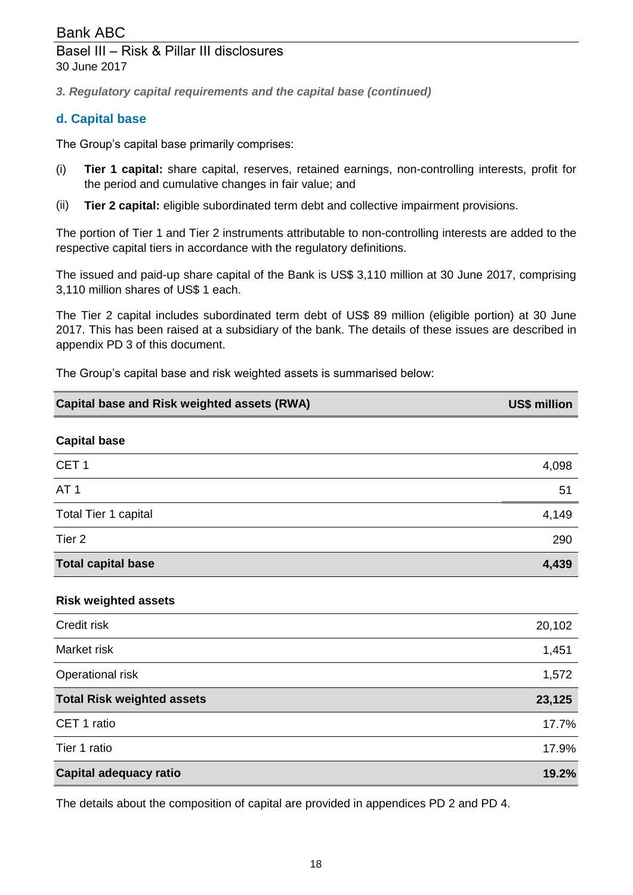*3. Regulatory capital requirements and the capital base (continued)*

## d. Capital base

The Group's capital base primarily comprises:

(i) **Tier 1 capital:** share capital, reserves, retained earnings, non-controlling interests, profit for the period and cumulative changes in fair value; and

(ii) **Tier 2 capital:** eligible subordinated term debt and collective impairment provisions.

The portion of Tier 1 and Tier 2 instruments attributable to non-controlling interests are added to the respective capital tiers in accordance with the regulatory definitions.

The issued and paid-up share capital of the Bank is US$ 3,110 million at 30 June 2017, comprising 3,110 million shares of US$ 1 each.

The Tier 2 capital includes subordinated term debt of US$ 89 million (eligible portion) at 30 June 2017. This has been raised at a subsidiary of the bank. The details of these issues are described in appendix PD 3 of this document.

The Group's capital base and risk weighted assets is summarised below:

| **Capital base and Risk weighted assets (RWA)** | **US$ million** |
|---|---|
| **Capital base** | |
| CET 1 | 4,098 |
| AT 1 | 51 |
| Total Tier 1 capital | 4,149 |
| Tier 2 | 290 |
| **Total capital base** | **4,439** |
| **Risk weighted assets** | |
| Credit risk | 20,102 |
| Market risk | 1,451 |
| Operational risk | 1,572 |
| **Total Risk weighted assets** | **23,125** |
| CET 1 ratio | 17.7% |
| Tier 1 ratio | 17.9% |
| **Capital adequacy ratio** | **19.2%** |

The details about the composition of capital are provided in appendices PD 2 and PD 4.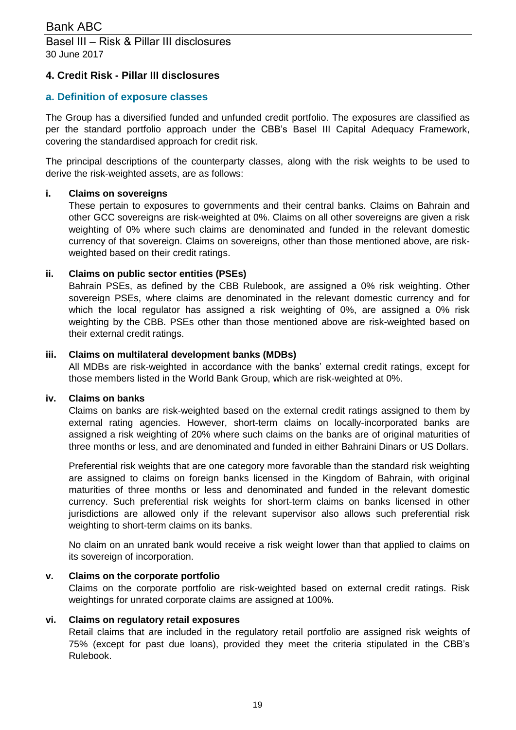## 4. Credit Risk - Pillar III disclosures

### a. Definition of exposure classes

The Group has a diversified funded and unfunded credit portfolio. The exposures are classified as per the standard portfolio approach under the CBB's Basel III Capital Adequacy Framework, covering the standardised approach for credit risk.

The principal descriptions of the counterparty classes, along with the risk weights to be used to derive the risk-weighted assets, are as follows:

**i. Claims on sovereigns**

These pertain to exposures to governments and their central banks. Claims on Bahrain and other GCC sovereigns are risk-weighted at 0%. Claims on all other sovereigns are given a risk weighting of 0% where such claims are denominated and funded in the relevant domestic currency of that sovereign. Claims on sovereigns, other than those mentioned above, are risk-weighted based on their credit ratings.

**ii. Claims on public sector entities (PSEs)**

Bahrain PSEs, as defined by the CBB Rulebook, are assigned a 0% risk weighting. Other sovereign PSEs, where claims are denominated in the relevant domestic currency and for which the local regulator has assigned a risk weighting of 0%, are assigned a 0% risk weighting by the CBB. PSEs other than those mentioned above are risk-weighted based on their external credit ratings.

**iii. Claims on multilateral development banks (MDBs)**

All MDBs are risk-weighted in accordance with the banks' external credit ratings, except for those members listed in the World Bank Group, which are risk-weighted at 0%.

**iv. Claims on banks**

Claims on banks are risk-weighted based on the external credit ratings assigned to them by external rating agencies. However, short-term claims on locally-incorporated banks are assigned a risk weighting of 20% where such claims on the banks are of original maturities of three months or less, and are denominated and funded in either Bahraini Dinars or US Dollars.

Preferential risk weights that are one category more favorable than the standard risk weighting are assigned to claims on foreign banks licensed in the Kingdom of Bahrain, with original maturities of three months or less and denominated and funded in the relevant domestic currency. Such preferential risk weights for short-term claims on banks licensed in other jurisdictions are allowed only if the relevant supervisor also allows such preferential risk weighting to short-term claims on its banks.

No claim on an unrated bank would receive a risk weight lower than that applied to claims on its sovereign of incorporation.

**v. Claims on the corporate portfolio**

Claims on the corporate portfolio are risk-weighted based on external credit ratings. Risk weightings for unrated corporate claims are assigned at 100%.

**vi. Claims on regulatory retail exposures**

Retail claims that are included in the regulatory retail portfolio are assigned risk weights of 75% (except for past due loans), provided they meet the criteria stipulated in the CBB's Rulebook.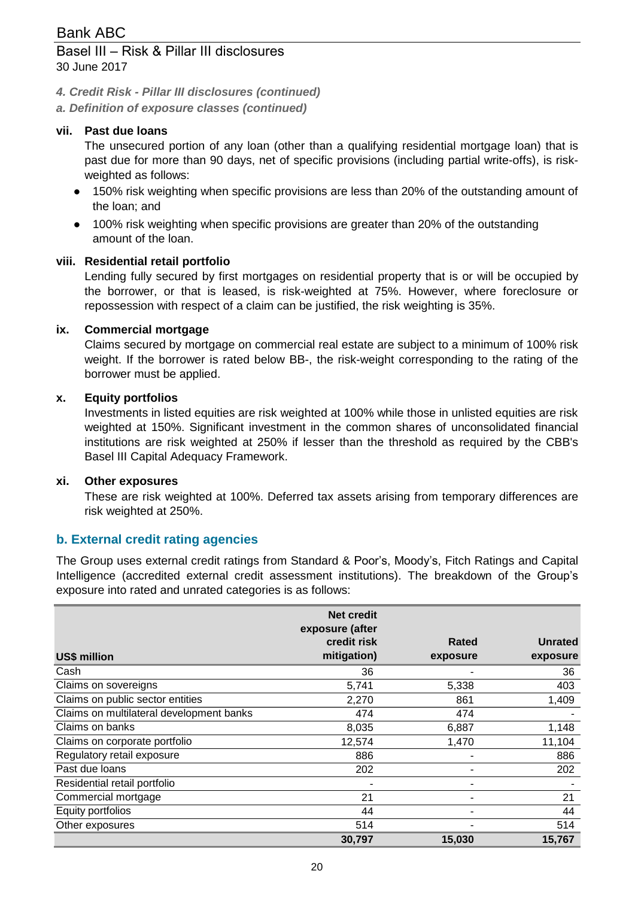*4. Credit Risk - Pillar III disclosures (continued)*

*a. Definition of exposure classes (continued)*

**vii. Past due loans**

The unsecured portion of any loan (other than a qualifying residential mortgage loan) that is past due for more than 90 days, net of specific provisions (including partial write-offs), is risk-weighted as follows:

- 150% risk weighting when specific provisions are less than 20% of the outstanding amount of the loan; and
- 100% risk weighting when specific provisions are greater than 20% of the outstanding amount of the loan.

**viii. Residential retail portfolio**

Lending fully secured by first mortgages on residential property that is or will be occupied by the borrower, or that is leased, is risk-weighted at 75%. However, where foreclosure or repossession with respect of a claim can be justified, the risk weighting is 35%.

**ix. Commercial mortgage**

Claims secured by mortgage on commercial real estate are subject to a minimum of 100% risk weight. If the borrower is rated below BB-, the risk-weight corresponding to the rating of the borrower must be applied.

**x. Equity portfolios**

Investments in listed equities are risk weighted at 100% while those in unlisted equities are risk weighted at 150%. Significant investment in the common shares of unconsolidated financial institutions are risk weighted at 250% if lesser than the threshold as required by the CBB's Basel III Capital Adequacy Framework.

**xi. Other exposures**

These are risk weighted at 100%. Deferred tax assets arising from temporary differences are risk weighted at 250%.

## b. External credit rating agencies

The Group uses external credit ratings from Standard & Poor's, Moody's, Fitch Ratings and Capital Intelligence (accredited external credit assessment institutions). The breakdown of the Group's exposure into rated and unrated categories is as follows:

| US$ million | Net credit exposure (after credit risk mitigation) | Rated exposure | Unrated exposure |
|---|---|---|---|
| Cash | 36 | - | 36 |
| Claims on sovereigns | 5,741 | 5,338 | 403 |
| Claims on public sector entities | 2,270 | 861 | 1,409 |
| Claims on multilateral development banks | 474 | 474 | - |
| Claims on banks | 8,035 | 6,887 | 1,148 |
| Claims on corporate portfolio | 12,574 | 1,470 | 11,104 |
| Regulatory retail exposure | 886 | - | 886 |
| Past due loans | 202 | - | 202 |
| Residential retail portfolio | - | - | - |
| Commercial mortgage | 21 | - | 21 |
| Equity portfolios | 44 | - | 44 |
| Other exposures | 514 | - | 514 |
| | **30,797** | **15,030** | **15,767** |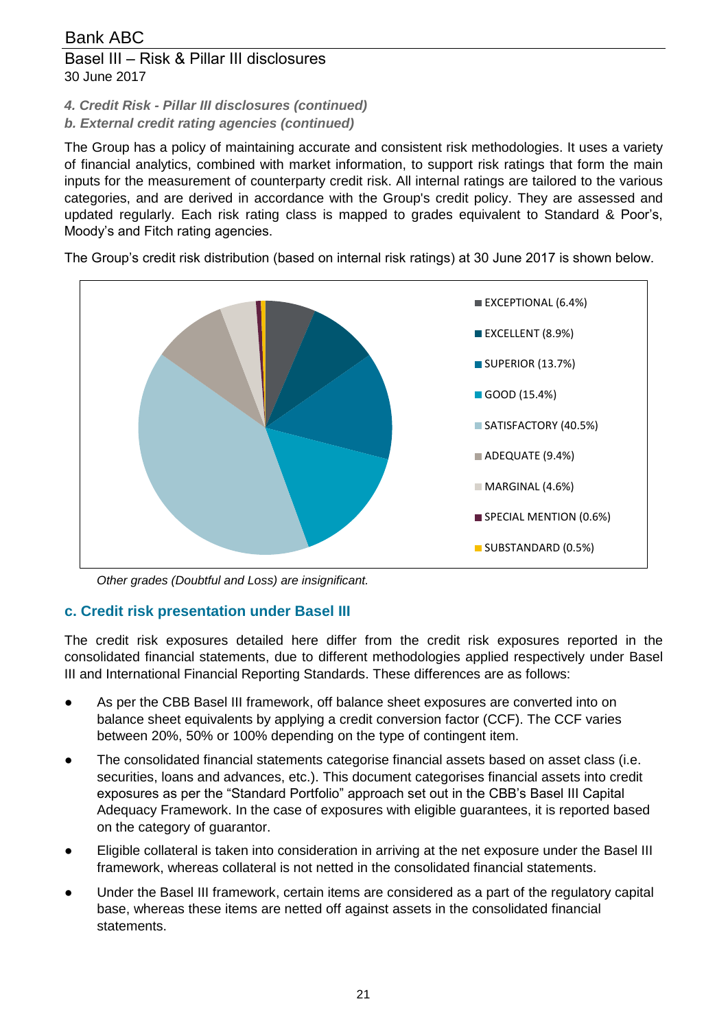*4. Credit Risk - Pillar III disclosures (continued)*

*b. External credit rating agencies (continued)*

The Group has a policy of maintaining accurate and consistent risk methodologies. It uses a variety of financial analytics, combined with market information, to support risk ratings that form the main inputs for the measurement of counterparty credit risk. All internal ratings are tailored to the various categories, and are derived in accordance with the Group's credit policy. They are assessed and updated regularly. Each risk rating class is mapped to grades equivalent to Standard & Poor's, Moody's and Fitch rating agencies.

The Group's credit risk distribution (based on internal risk ratings) at 30 June 2017 is shown below.

- EXCEPTIONAL (6.4%)
- EXCELLENT (8.9%)
- SUPERIOR (13.7%)
- GOOD (15.4%)
- SATISFACTORY (40.5%)
- ADEQUATE (9.4%)
- MARGINAL (4.6%)
- SPECIAL MENTION (0.6%)
- SUBSTANDARD (0.5%)

*Other grades (Doubtful and Loss) are insignificant.*

## c. Credit risk presentation under Basel III

The credit risk exposures detailed here differ from the credit risk exposures reported in the consolidated financial statements, due to different methodologies applied respectively under Basel III and International Financial Reporting Standards. These differences are as follows:

- As per the CBB Basel III framework, off balance sheet exposures are converted into on balance sheet equivalents by applying a credit conversion factor (CCF). The CCF varies between 20%, 50% or 100% depending on the type of contingent item.
- The consolidated financial statements categorise financial assets based on asset class (i.e. securities, loans and advances, etc.). This document categorises financial assets into credit exposures as per the "Standard Portfolio" approach set out in the CBB's Basel III Capital Adequacy Framework. In the case of exposures with eligible guarantees, it is reported based on the category of guarantor.
- Eligible collateral is taken into consideration in arriving at the net exposure under the Basel III framework, whereas collateral is not netted in the consolidated financial statements.
- Under the Basel III framework, certain items are considered as a part of the regulatory capital base, whereas these items are netted off against assets in the consolidated financial statements.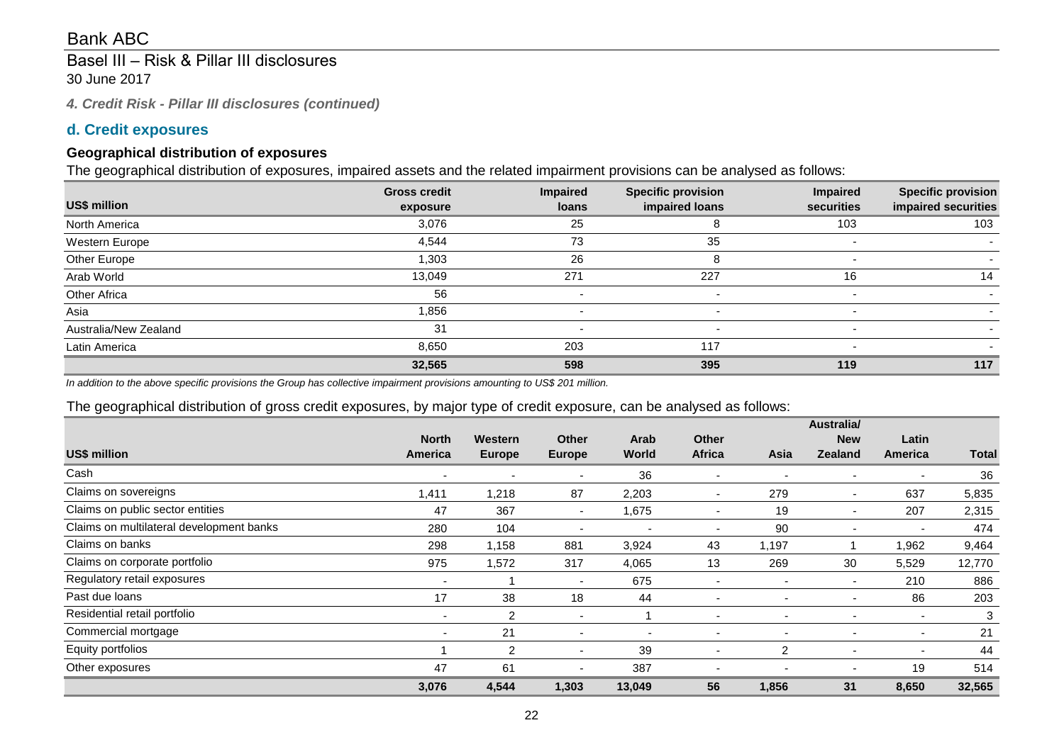Bank ABC

Basel III – Risk & Pillar III disclosures
30 June 2017

*4. Credit Risk - Pillar III disclosures (continued)*

## d. Credit exposures

### Geographical distribution of exposures

The geographical distribution of exposures, impaired assets and the related impairment provisions can be analysed as follows:

| US$ million | Gross credit exposure | Impaired loans | Specific provision impaired loans | Impaired securities | Specific provision impaired securities |
|---|---|---|---|---|---|
| North America | 3,076 | 25 | 8 | 103 | 103 |
| Western Europe | 4,544 | 73 | 35 | - | - |
| Other Europe | 1,303 | 26 | 8 | - | - |
| Arab World | 13,049 | 271 | 227 | 16 | 14 |
| Other Africa | 56 | - | - | - | - |
| Asia | 1,856 | - | - | - | - |
| Australia/New Zealand | 31 | - | - | - | - |
| Latin America | 8,650 | 203 | 117 | - | - |
| | **32,565** | **598** | **395** | **119** | **117** |

*In addition to the above specific provisions the Group has collective impairment provisions amounting to US$ 201 million.*

The geographical distribution of gross credit exposures, by major type of credit exposure, can be analysed as follows:

| US$ million | North America | Western Europe | Other Europe | Arab World | Other Africa | Asia | Australia/ New Zealand | Latin America | Total |
|---|---|---|---|---|---|---|---|---|---|
| Cash | - | - | - | 36 | - | - | - | - | 36 |
| Claims on sovereigns | 1,411 | 1,218 | 87 | 2,203 | - | 279 | - | 637 | 5,835 |
| Claims on public sector entities | 47 | 367 | - | 1,675 | - | 19 | - | 207 | 2,315 |
| Claims on multilateral development banks | 280 | 104 | - | - | - | 90 | - | - | 474 |
| Claims on banks | 298 | 1,158 | 881 | 3,924 | 43 | 1,197 | 1 | 1,962 | 9,464 |
| Claims on corporate portfolio | 975 | 1,572 | 317 | 4,065 | 13 | 269 | 30 | 5,529 | 12,770 |
| Regulatory retail exposures | - | 1 | - | 675 | - | - | - | 210 | 886 |
| Past due loans | 17 | 38 | 18 | 44 | - | - | - | 86 | 203 |
| Residential retail portfolio | - | 2 | - | 1 | - | - | - | - | 3 |
| Commercial mortgage | - | 21 | - | - | - | - | - | - | 21 |
| Equity portfolios | 1 | 2 | - | 39 | - | 2 | - | - | 44 |
| Other exposures | 47 | 61 | - | 387 | - | - | - | 19 | 514 |
| | **3,076** | **4,544** | **1,303** | **13,049** | **56** | **1,856** | **31** | **8,650** | **32,565** |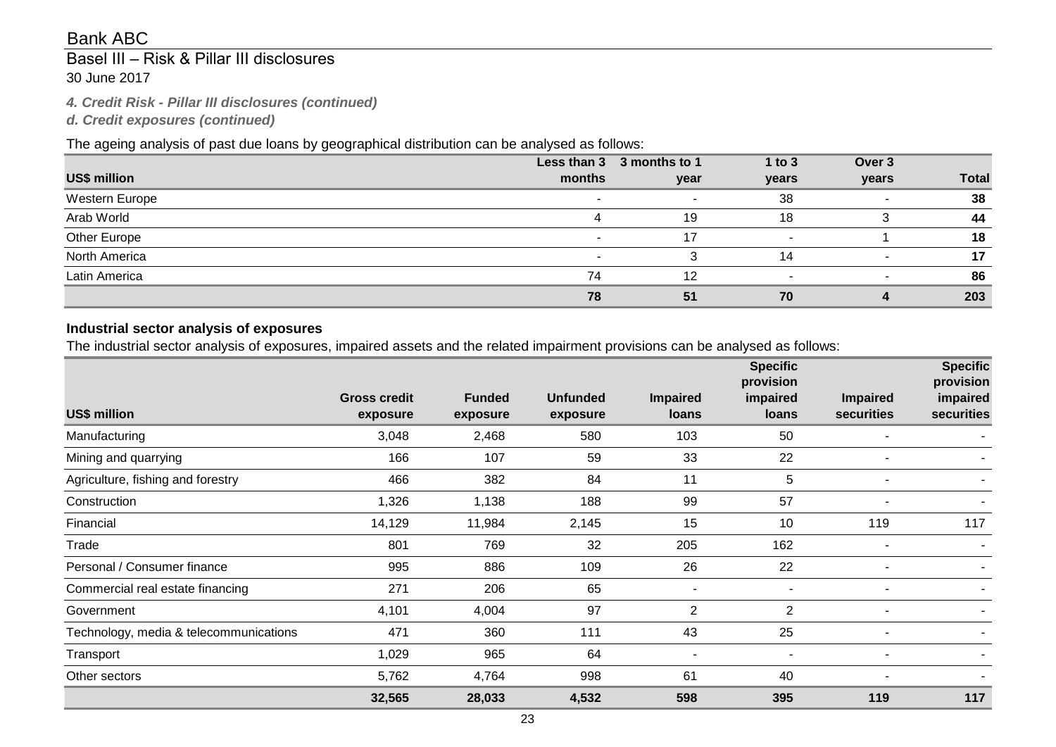*4. Credit Risk - Pillar III disclosures (continued)*

*d. Credit exposures (continued)*

The ageing analysis of past due loans by geographical distribution can be analysed as follows:

| US$ million | Less than 3 months | 3 months to 1 year | 1 to 3 years | Over 3 years | Total |
|---|---|---|---|---|---|
| Western Europe | - | - | 38 | - | **38** |
| Arab World | 4 | 19 | 18 | 3 | **44** |
| Other Europe | - | 17 | - | 1 | **18** |
| North America | - | 3 | 14 | - | **17** |
| Latin America | 74 | 12 | - | - | **86** |
| | **78** | **51** | **70** | **4** | **203** |

**Industrial sector analysis of exposures**

The industrial sector analysis of exposures, impaired assets and the related impairment provisions can be analysed as follows:

| US$ million | Gross credit exposure | Funded exposure | Unfunded exposure | Impaired loans | Specific provision impaired loans | Impaired securities | Specific provision impaired securities |
|---|---|---|---|---|---|---|---|
| Manufacturing | 3,048 | 2,468 | 580 | 103 | 50 | - | - |
| Mining and quarrying | 166 | 107 | 59 | 33 | 22 | - | - |
| Agriculture, fishing and forestry | 466 | 382 | 84 | 11 | 5 | - | - |
| Construction | 1,326 | 1,138 | 188 | 99 | 57 | - | - |
| Financial | 14,129 | 11,984 | 2,145 | 15 | 10 | 119 | 117 |
| Trade | 801 | 769 | 32 | 205 | 162 | - | - |
| Personal / Consumer finance | 995 | 886 | 109 | 26 | 22 | - | - |
| Commercial real estate financing | 271 | 206 | 65 | - | - | - | - |
| Government | 4,101 | 4,004 | 97 | 2 | 2 | - | - |
| Technology, media & telecommunications | 471 | 360 | 111 | 43 | 25 | - | - |
| Transport | 1,029 | 965 | 64 | - | - | - | - |
| Other sectors | 5,762 | 4,764 | 998 | 61 | 40 | - | - |
| | **32,565** | **28,033** | **4,532** | **598** | **395** | **119** | **117** |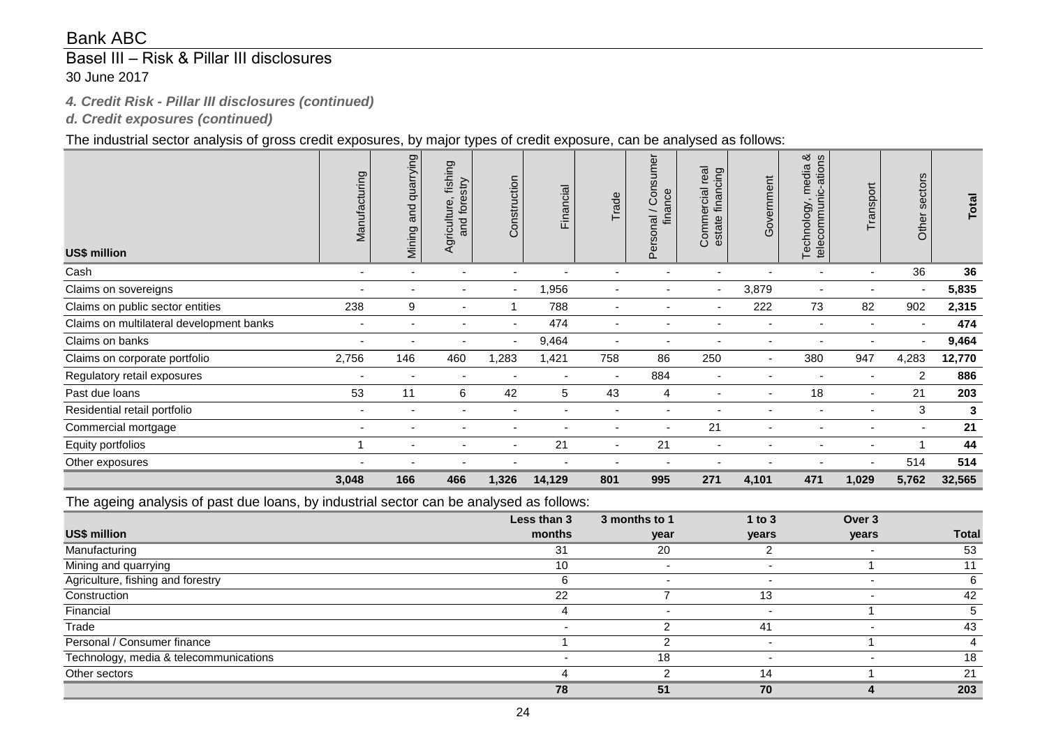# Bank ABC

## Basel III – Risk & Pillar III disclosures

30 June 2017

***4. Credit Risk - Pillar III disclosures (continued)***

***d. Credit exposures (continued)***

The industrial sector analysis of gross credit exposures, by major types of credit exposure, can be analysed as follows:

| US$ million | Manufacturing | Mining and quarrying | Agriculture, fishing and forestry | Construction | Financial | Trade | Personal / Consumer finance | Commercial real estate financing | Government | Technology, media & telecommunic-ations | Transport | Other sectors | **Total** |
|---|---|---|---|---|---|---|---|---|---|---|---|---|---|
| Cash | - | - | - | - | - | - | - | - | - | - | - | 36 | **36** |
| Claims on sovereigns | - | - | - | - | 1,956 | - | - | - | 3,879 | - | - | - | **5,835** |
| Claims on public sector entities | 238 | 9 | - | 1 | 788 | - | - | - | 222 | 73 | 82 | 902 | **2,315** |
| Claims on multilateral development banks | - | - | - | - | 474 | - | - | - | - | - | - | - | **474** |
| Claims on banks | - | - | - | - | 9,464 | - | - | - | - | - | - | - | **9,464** |
| Claims on corporate portfolio | 2,756 | 146 | 460 | 1,283 | 1,421 | 758 | 86 | 250 | - | 380 | 947 | 4,283 | **12,770** |
| Regulatory retail exposures | - | - | - | - | - | - | 884 | - | - | - | - | 2 | **886** |
| Past due loans | 53 | 11 | 6 | 42 | 5 | 43 | 4 | - | - | 18 | - | 21 | **203** |
| Residential retail portfolio | - | - | - | - | - | - | - | - | - | - | - | 3 | **3** |
| Commercial mortgage | - | - | - | - | - | - | - | 21 | - | - | - | - | **21** |
| Equity portfolios | 1 | - | - | - | 21 | - | 21 | - | - | - | - | 1 | **44** |
| Other exposures | - | - | - | - | - | - | - | - | - | - | - | 514 | **514** |
| | **3,048** | **166** | **466** | **1,326** | **14,129** | **801** | **995** | **271** | **4,101** | **471** | **1,029** | **5,762** | **32,565** |

The ageing analysis of past due loans, by industrial sector can be analysed as follows:

| US$ million | Less than 3 months | 3 months to 1 year | 1 to 3 years | Over 3 years | Total |
|---|---|---|---|---|---|
| Manufacturing | 31 | 20 | 2 | - | 53 |
| Mining and quarrying | 10 | - | - | 1 | 11 |
| Agriculture, fishing and forestry | 6 | - | - | - | 6 |
| Construction | 22 | 7 | 13 | - | 42 |
| Financial | 4 | - | - | 1 | 5 |
| Trade | - | 2 | 41 | - | 43 |
| Personal / Consumer finance | 1 | 2 | - | 1 | 4 |
| Technology, media & telecommunications | - | 18 | - | - | 18 |
| Other sectors | 4 | 2 | 14 | 1 | 21 |
| | **78** | **51** | **70** | **4** | **203** |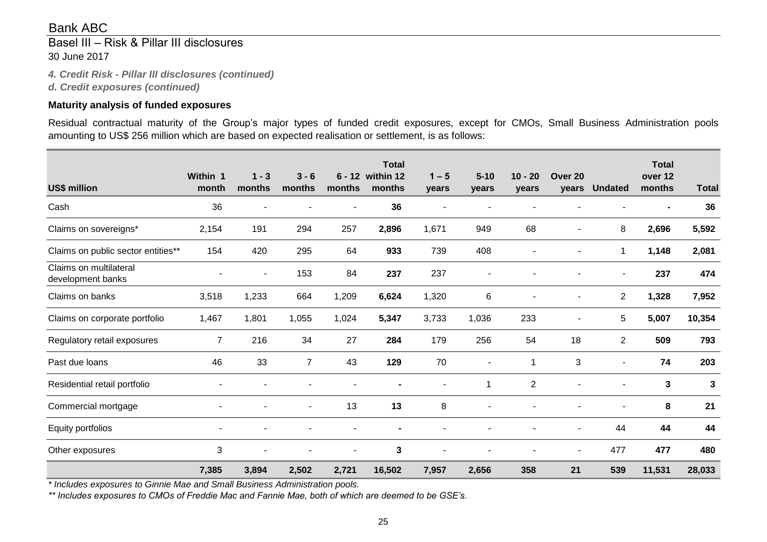Bank ABC

Basel III – Risk & Pillar III disclosures

30 June 2017

*4. Credit Risk - Pillar III disclosures (continued)*

*d. Credit exposures (continued)*

**Maturity analysis of funded exposures**

Residual contractual maturity of the Group's major types of funded credit exposures, except for CMOs, Small Business Administration pools amounting to US$ 256 million which are based on expected realisation or settlement, is as follows:

| US$ million | Within 1 month | 1 - 3 months | 3 - 6 months | 6 - 12 months | Total within 12 months | 1 – 5 years | 5-10 years | 10 - 20 years | Over 20 years | Undated | Total over 12 months | Total |
|---|---|---|---|---|---|---|---|---|---|---|---|---|
| Cash | 36 | - | - | - | **36** | - | - | - | - | - | **-** | **36** |
| Claims on sovereigns* | 2,154 | 191 | 294 | 257 | **2,896** | 1,671 | 949 | 68 | - | 8 | **2,696** | **5,592** |
| Claims on public sector entities** | 154 | 420 | 295 | 64 | **933** | 739 | 408 | - | - | 1 | **1,148** | **2,081** |
| Claims on multilateral development banks | - | - | 153 | 84 | **237** | 237 | - | - | - | - | **237** | **474** |
| Claims on banks | 3,518 | 1,233 | 664 | 1,209 | **6,624** | 1,320 | 6 | - | - | 2 | **1,328** | **7,952** |
| Claims on corporate portfolio | 1,467 | 1,801 | 1,055 | 1,024 | **5,347** | 3,733 | 1,036 | 233 | - | 5 | **5,007** | **10,354** |
| Regulatory retail exposures | 7 | 216 | 34 | 27 | **284** | 179 | 256 | 54 | 18 | 2 | **509** | **793** |
| Past due loans | 46 | 33 | 7 | 43 | **129** | 70 | - | 1 | 3 | - | **74** | **203** |
| Residential retail portfolio | - | - | - | - | **-** | - | 1 | 2 | - | - | **3** | **3** |
| Commercial mortgage | - | - | - | 13 | **13** | 8 | - | - | - | - | **8** | **21** |
| Equity portfolios | - | - | - | - | **-** | - | - | - | - | 44 | **44** | **44** |
| Other exposures | 3 | - | - | - | **3** | - | - | - | - | 477 | **477** | **480** |
| | **7,385** | **3,894** | **2,502** | **2,721** | **16,502** | **7,957** | **2,656** | **358** | **21** | **539** | **11,531** | **28,033** |

*\* Includes exposures to Ginnie Mae and Small Business Administration pools.*

*\*\* Includes exposures to CMOs of Freddie Mac and Fannie Mae, both of which are deemed to be GSE's.*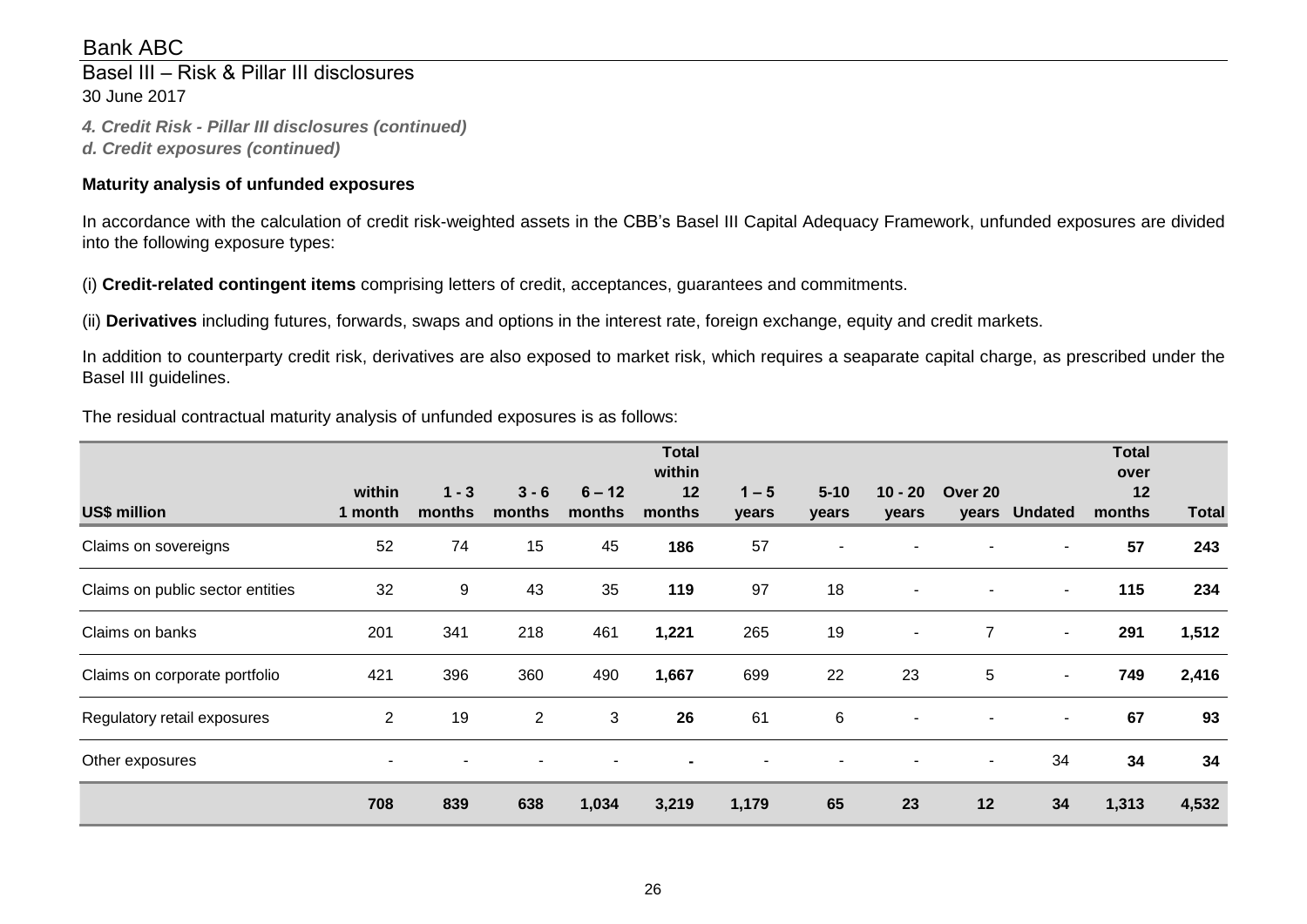Bank ABC

Basel III – Risk & Pillar III disclosures
30 June 2017

*4. Credit Risk - Pillar III disclosures (continued)*
*d. Credit exposures (continued)*

**Maturity analysis of unfunded exposures**

In accordance with the calculation of credit risk-weighted assets in the CBB's Basel III Capital Adequacy Framework, unfunded exposures are divided into the following exposure types:

(i) **Credit-related contingent items** comprising letters of credit, acceptances, guarantees and commitments.

(ii) **Derivatives** including futures, forwards, swaps and options in the interest rate, foreign exchange, equity and credit markets.

In addition to counterparty credit risk, derivatives are also exposed to market risk, which requires a seaparate capital charge, as prescribed under the Basel III guidelines.

The residual contractual maturity analysis of unfunded exposures is as follows:

| US$ million | within 1 month | 1 - 3 months | 3 - 6 months | 6 – 12 months | Total within 12 months | 1 – 5 years | 5-10 years | 10 - 20 years | Over 20 years | Undated | Total over 12 months | Total |
|---|---|---|---|---|---|---|---|---|---|---|---|---|
| Claims on sovereigns | 52 | 74 | 15 | 45 | **186** | 57 | - | - | - | - | **57** | **243** |
| Claims on public sector entities | 32 | 9 | 43 | 35 | **119** | 97 | 18 | - | - | - | **115** | **234** |
| Claims on banks | 201 | 341 | 218 | 461 | **1,221** | 265 | 19 | - | 7 | - | **291** | **1,512** |
| Claims on corporate portfolio | 421 | 396 | 360 | 490 | **1,667** | 699 | 22 | 23 | 5 | - | **749** | **2,416** |
| Regulatory retail exposures | 2 | 19 | 2 | 3 | **26** | 61 | 6 | - | - | - | **67** | **93** |
| Other exposures | - | - | - | - | **-** | - | - | - | - | 34 | **34** | **34** |
| | **708** | **839** | **638** | **1,034** | **3,219** | **1,179** | **65** | **23** | **12** | **34** | **1,313** | **4,532** |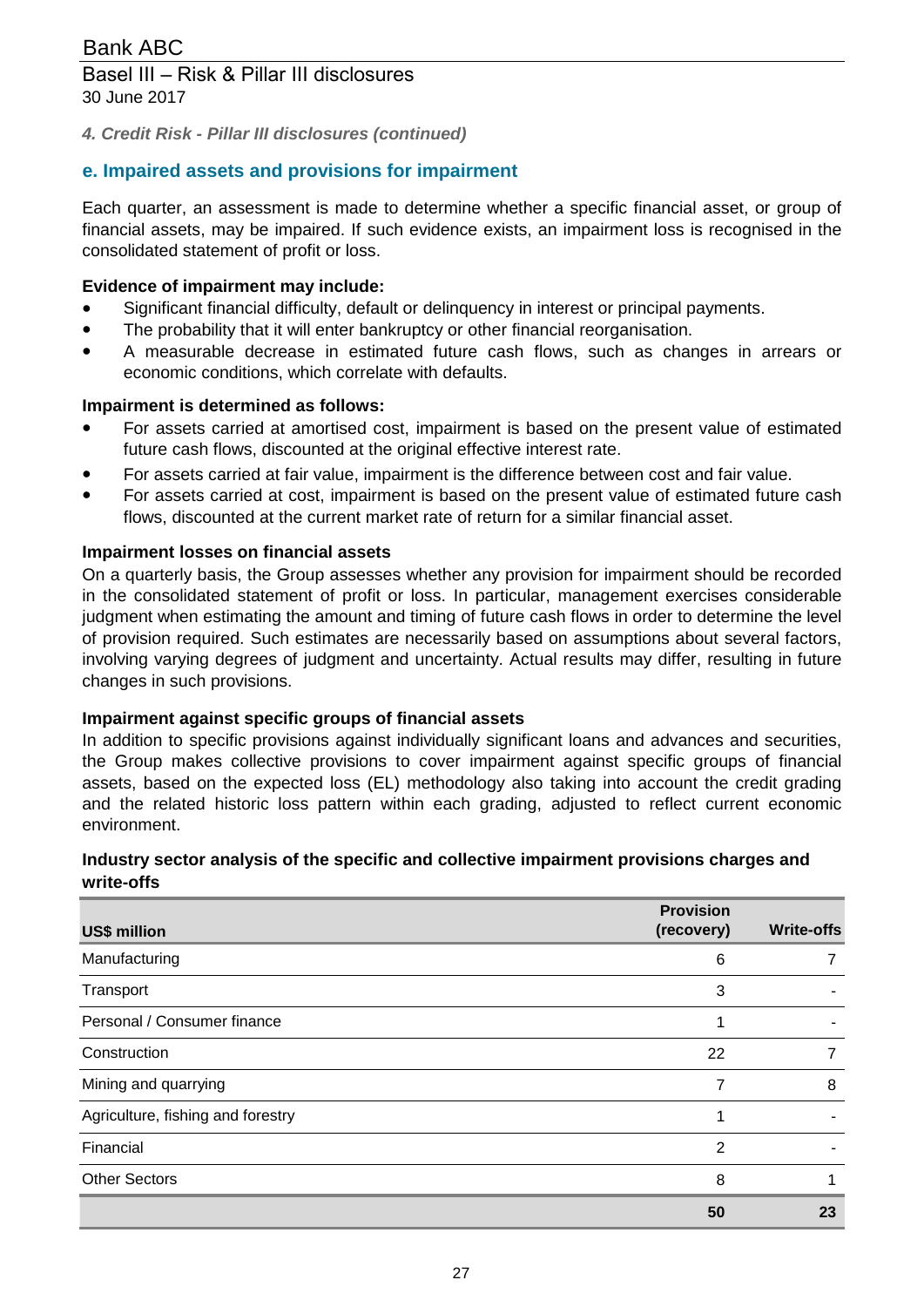*4. Credit Risk - Pillar III disclosures (continued)*

## e. Impaired assets and provisions for impairment

Each quarter, an assessment is made to determine whether a specific financial asset, or group of financial assets, may be impaired. If such evidence exists, an impairment loss is recognised in the consolidated statement of profit or loss.

**Evidence of impairment may include:**

- Significant financial difficulty, default or delinquency in interest or principal payments.
- The probability that it will enter bankruptcy or other financial reorganisation.
- A measurable decrease in estimated future cash flows, such as changes in arrears or economic conditions, which correlate with defaults.

**Impairment is determined as follows:**

- For assets carried at amortised cost, impairment is based on the present value of estimated future cash flows, discounted at the original effective interest rate.
- For assets carried at fair value, impairment is the difference between cost and fair value.
- For assets carried at cost, impairment is based on the present value of estimated future cash flows, discounted at the current market rate of return for a similar financial asset.

**Impairment losses on financial assets**

On a quarterly basis, the Group assesses whether any provision for impairment should be recorded in the consolidated statement of profit or loss. In particular, management exercises considerable judgment when estimating the amount and timing of future cash flows in order to determine the level of provision required. Such estimates are necessarily based on assumptions about several factors, involving varying degrees of judgment and uncertainty. Actual results may differ, resulting in future changes in such provisions.

**Impairment against specific groups of financial assets**

In addition to specific provisions against individually significant loans and advances and securities, the Group makes collective provisions to cover impairment against specific groups of financial assets, based on the expected loss (EL) methodology also taking into account the credit grading and the related historic loss pattern within each grading, adjusted to reflect current economic environment.

**Industry sector analysis of the specific and collective impairment provisions charges and write-offs**

| US$ million | Provision (recovery) | Write-offs |
|---|---|---|
| Manufacturing | 6 | 7 |
| Transport | 3 | - |
| Personal / Consumer finance | 1 | - |
| Construction | 22 | 7 |
| Mining and quarrying | 7 | 8 |
| Agriculture, fishing and forestry | 1 | - |
| Financial | 2 | - |
| Other Sectors | 8 | 1 |
| | **50** | **23** |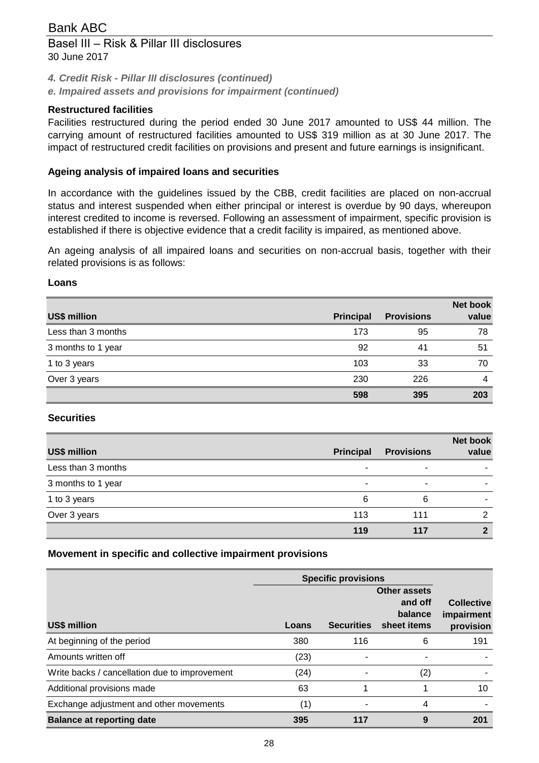*4. Credit Risk - Pillar III disclosures (continued)*

*e. Impaired assets and provisions for impairment (continued)*

**Restructured facilities**

Facilities restructured during the period ended 30 June 2017 amounted to US$ 44 million. The carrying amount of restructured facilities amounted to US$ 319 million as at 30 June 2017. The impact of restructured credit facilities on provisions and present and future earnings is insignificant.

**Ageing analysis of impaired loans and securities**

In accordance with the guidelines issued by the CBB, credit facilities are placed on non-accrual status and interest suspended when either principal or interest is overdue by 90 days, whereupon interest credited to income is reversed. Following an assessment of impairment, specific provision is established if there is objective evidence that a credit facility is impaired, as mentioned above.

An ageing analysis of all impaired loans and securities on non-accrual basis, together with their related provisions is as follows:

**Loans**

| US$ million | Principal | Provisions | Net book value |
|---|---|---|---|
| Less than 3 months | 173 | 95 | 78 |
| 3 months to 1 year | 92 | 41 | 51 |
| 1 to 3 years | 103 | 33 | 70 |
| Over 3 years | 230 | 226 | 4 |
| | **598** | **395** | **203** |

**Securities**

| US$ million | Principal | Provisions | Net book value |
|---|---|---|---|
| Less than 3 months | - | - | - |
| 3 months to 1 year | - | - | - |
| 1 to 3 years | 6 | 6 | - |
| Over 3 years | 113 | 111 | 2 |
| | **119** | **117** | **2** |

**Movement in specific and collective impairment provisions**

| | Specific provisions | | | |
|---|---|---|---|---|
| US$ million | Loans | Securities | Other assets and off balance sheet items | Collective impairment provision |
| At beginning of the period | 380 | 116 | 6 | 191 |
| Amounts written off | (23) | - | - | - |
| Write backs / cancellation due to improvement | (24) | - | (2) | - |
| Additional provisions made | 63 | 1 | 1 | 10 |
| Exchange adjustment and other movements | (1) | - | 4 | - |
| **Balance at reporting date** | **395** | **117** | **9** | **201** |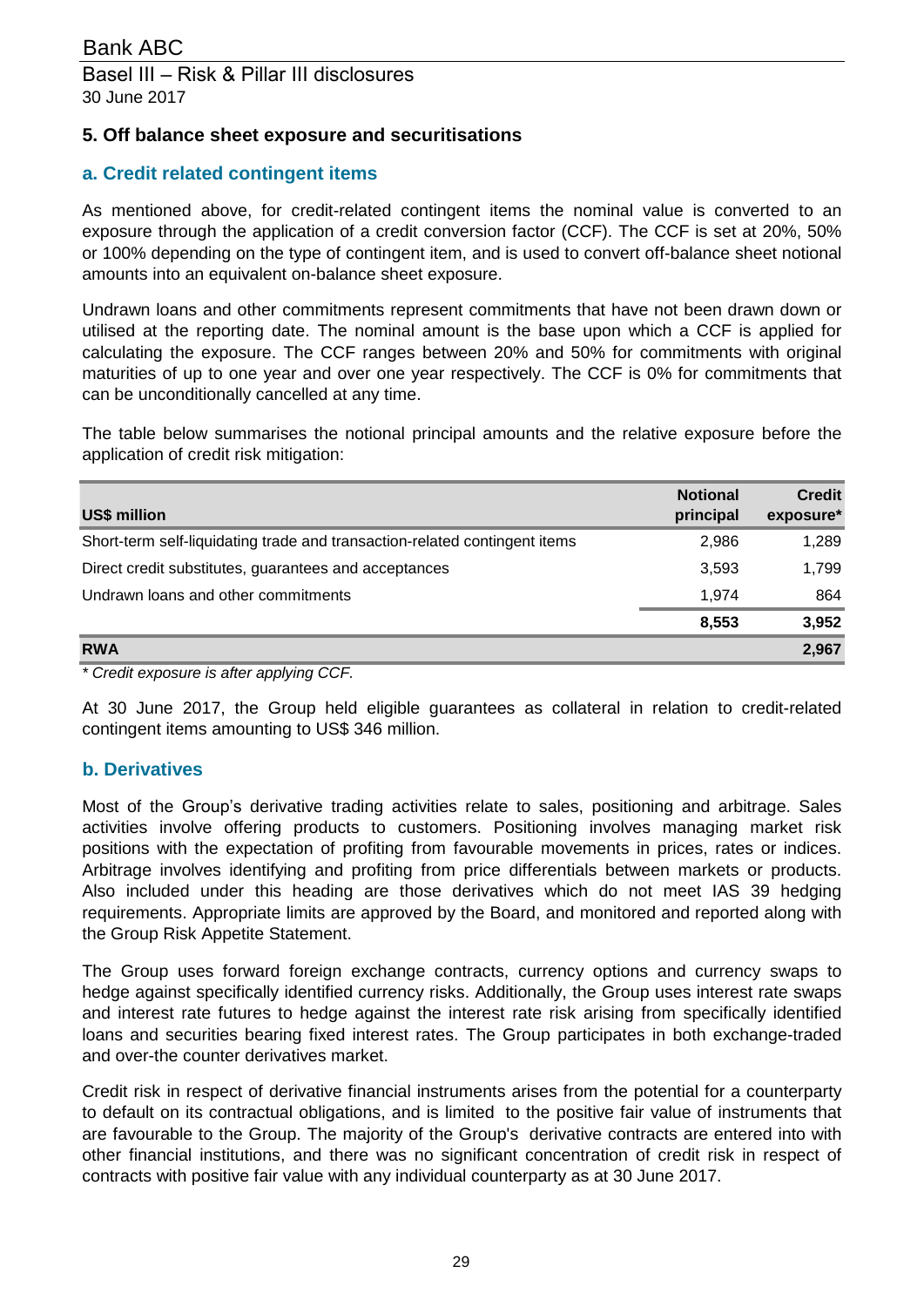## 5. Off balance sheet exposure and securitisations

### a. Credit related contingent items

As mentioned above, for credit-related contingent items the nominal value is converted to an exposure through the application of a credit conversion factor (CCF). The CCF is set at 20%, 50% or 100% depending on the type of contingent item, and is used to convert off-balance sheet notional amounts into an equivalent on-balance sheet exposure.

Undrawn loans and other commitments represent commitments that have not been drawn down or utilised at the reporting date. The nominal amount is the base upon which a CCF is applied for calculating the exposure. The CCF ranges between 20% and 50% for commitments with original maturities of up to one year and over one year respectively. The CCF is 0% for commitments that can be unconditionally cancelled at any time.

The table below summarises the notional principal amounts and the relative exposure before the application of credit risk mitigation:

| US$ million | Notional principal | Credit exposure* |
|---|---|---|
| Short-term self-liquidating trade and transaction-related contingent items | 2,986 | 1,289 |
| Direct credit substitutes, guarantees and acceptances | 3,593 | 1,799 |
| Undrawn loans and other commitments | 1,974 | 864 |
| | **8,553** | **3,952** |
| **RWA** | | **2,967** |

*\* Credit exposure is after applying CCF.*

At 30 June 2017, the Group held eligible guarantees as collateral in relation to credit-related contingent items amounting to US$ 346 million.

### b. Derivatives

Most of the Group's derivative trading activities relate to sales, positioning and arbitrage. Sales activities involve offering products to customers. Positioning involves managing market risk positions with the expectation of profiting from favourable movements in prices, rates or indices. Arbitrage involves identifying and profiting from price differentials between markets or products. Also included under this heading are those derivatives which do not meet IAS 39 hedging requirements. Appropriate limits are approved by the Board, and monitored and reported along with the Group Risk Appetite Statement.

The Group uses forward foreign exchange contracts, currency options and currency swaps to hedge against specifically identified currency risks. Additionally, the Group uses interest rate swaps and interest rate futures to hedge against the interest rate risk arising from specifically identified loans and securities bearing fixed interest rates. The Group participates in both exchange-traded and over-the counter derivatives market.

Credit risk in respect of derivative financial instruments arises from the potential for a counterparty to default on its contractual obligations, and is limited to the positive fair value of instruments that are favourable to the Group. The majority of the Group's derivative contracts are entered into with other financial institutions, and there was no significant concentration of credit risk in respect of contracts with positive fair value with any individual counterparty as at 30 June 2017.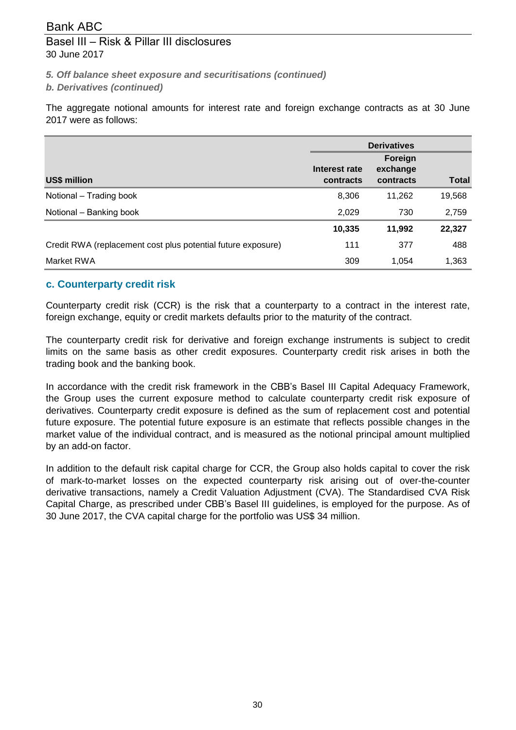*5. Off balance sheet exposure and securitisations (continued)*

*b. Derivatives (continued)*

The aggregate notional amounts for interest rate and foreign exchange contracts as at 30 June 2017 were as follows:

| | Derivatives | | |
|---|---|---|---|
| **US$ million** | **Interest rate contracts** | **Foreign exchange contracts** | **Total** |
| Notional – Trading book | 8,306 | 11,262 | 19,568 |
| Notional – Banking book | 2,029 | 730 | 2,759 |
| | **10,335** | **11,992** | **22,327** |
| Credit RWA (replacement cost plus potential future exposure) | 111 | 377 | 488 |
| Market RWA | 309 | 1,054 | 1,363 |

## c. Counterparty credit risk

Counterparty credit risk (CCR) is the risk that a counterparty to a contract in the interest rate, foreign exchange, equity or credit markets defaults prior to the maturity of the contract.

The counterparty credit risk for derivative and foreign exchange instruments is subject to credit limits on the same basis as other credit exposures. Counterparty credit risk arises in both the trading book and the banking book.

In accordance with the credit risk framework in the CBB's Basel III Capital Adequacy Framework, the Group uses the current exposure method to calculate counterparty credit risk exposure of derivatives. Counterparty credit exposure is defined as the sum of replacement cost and potential future exposure. The potential future exposure is an estimate that reflects possible changes in the market value of the individual contract, and is measured as the notional principal amount multiplied by an add-on factor.

In addition to the default risk capital charge for CCR, the Group also holds capital to cover the risk of mark-to-market losses on the expected counterparty risk arising out of over-the-counter derivative transactions, namely a Credit Valuation Adjustment (CVA). The Standardised CVA Risk Capital Charge, as prescribed under CBB's Basel III guidelines, is employed for the purpose. As of 30 June 2017, the CVA capital charge for the portfolio was US$ 34 million.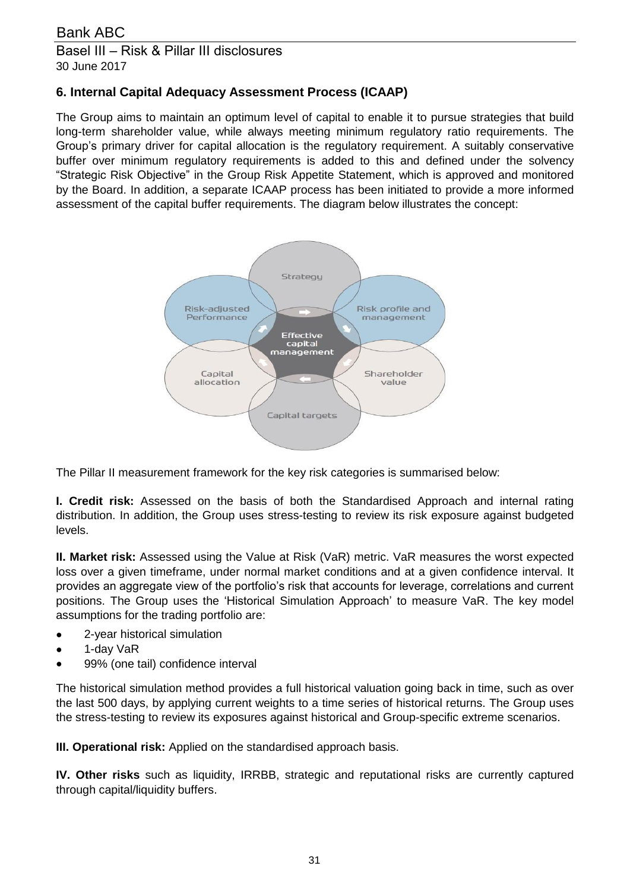## 6. Internal Capital Adequacy Assessment Process (ICAAP)

The Group aims to maintain an optimum level of capital to enable it to pursue strategies that build long-term shareholder value, while always meeting minimum regulatory ratio requirements. The Group's primary driver for capital allocation is the regulatory requirement. A suitably conservative buffer over minimum regulatory requirements is added to this and defined under the solvency "Strategic Risk Objective" in the Group Risk Appetite Statement, which is approved and monitored by the Board. In addition, a separate ICAAP process has been initiated to provide a more informed assessment of the capital buffer requirements. The diagram below illustrates the concept:

The Pillar II measurement framework for the key risk categories is summarised below:

**I. Credit risk:** Assessed on the basis of both the Standardised Approach and internal rating distribution. In addition, the Group uses stress-testing to review its risk exposure against budgeted levels.

**II. Market risk:** Assessed using the Value at Risk (VaR) metric. VaR measures the worst expected loss over a given timeframe, under normal market conditions and at a given confidence interval. It provides an aggregate view of the portfolio's risk that accounts for leverage, correlations and current positions. The Group uses the 'Historical Simulation Approach' to measure VaR. The key model assumptions for the trading portfolio are:

- 2-year historical simulation
- 1-day VaR
- 99% (one tail) confidence interval

The historical simulation method provides a full historical valuation going back in time, such as over the last 500 days, by applying current weights to a time series of historical returns. The Group uses the stress-testing to review its exposures against historical and Group-specific extreme scenarios.

**III. Operational risk:** Applied on the standardised approach basis.

**IV. Other risks** such as liquidity, IRRBB, strategic and reputational risks are currently captured through capital/liquidity buffers.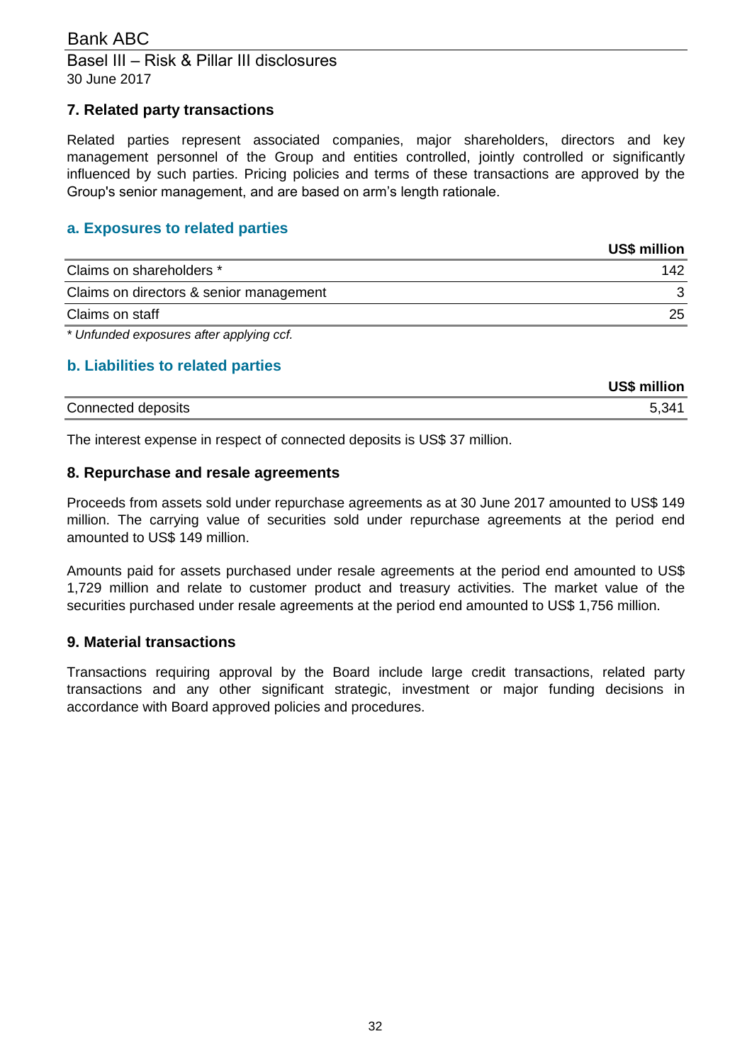## 7. Related party transactions

Related parties represent associated companies, major shareholders, directors and key management personnel of the Group and entities controlled, jointly controlled or significantly influenced by such parties. Pricing policies and terms of these transactions are approved by the Group's senior management, and are based on arm's length rationale.

### a. Exposures to related parties

| | US$ million |
|---|---|
| Claims on shareholders * | 142 |
| Claims on directors & senior management | 3 |
| Claims on staff | 25 |

*\* Unfunded exposures after applying ccf.*

### b. Liabilities to related parties

| | US$ million |
|---|---|
| Connected deposits | 5,341 |

The interest expense in respect of connected deposits is US$ 37 million.

## 8. Repurchase and resale agreements

Proceeds from assets sold under repurchase agreements as at 30 June 2017 amounted to US$ 149 million. The carrying value of securities sold under repurchase agreements at the period end amounted to US$ 149 million.

Amounts paid for assets purchased under resale agreements at the period end amounted to US$ 1,729 million and relate to customer product and treasury activities. The market value of the securities purchased under resale agreements at the period end amounted to US$ 1,756 million.

## 9. Material transactions

Transactions requiring approval by the Board include large credit transactions, related party transactions and any other significant strategic, investment or major funding decisions in accordance with Board approved policies and procedures.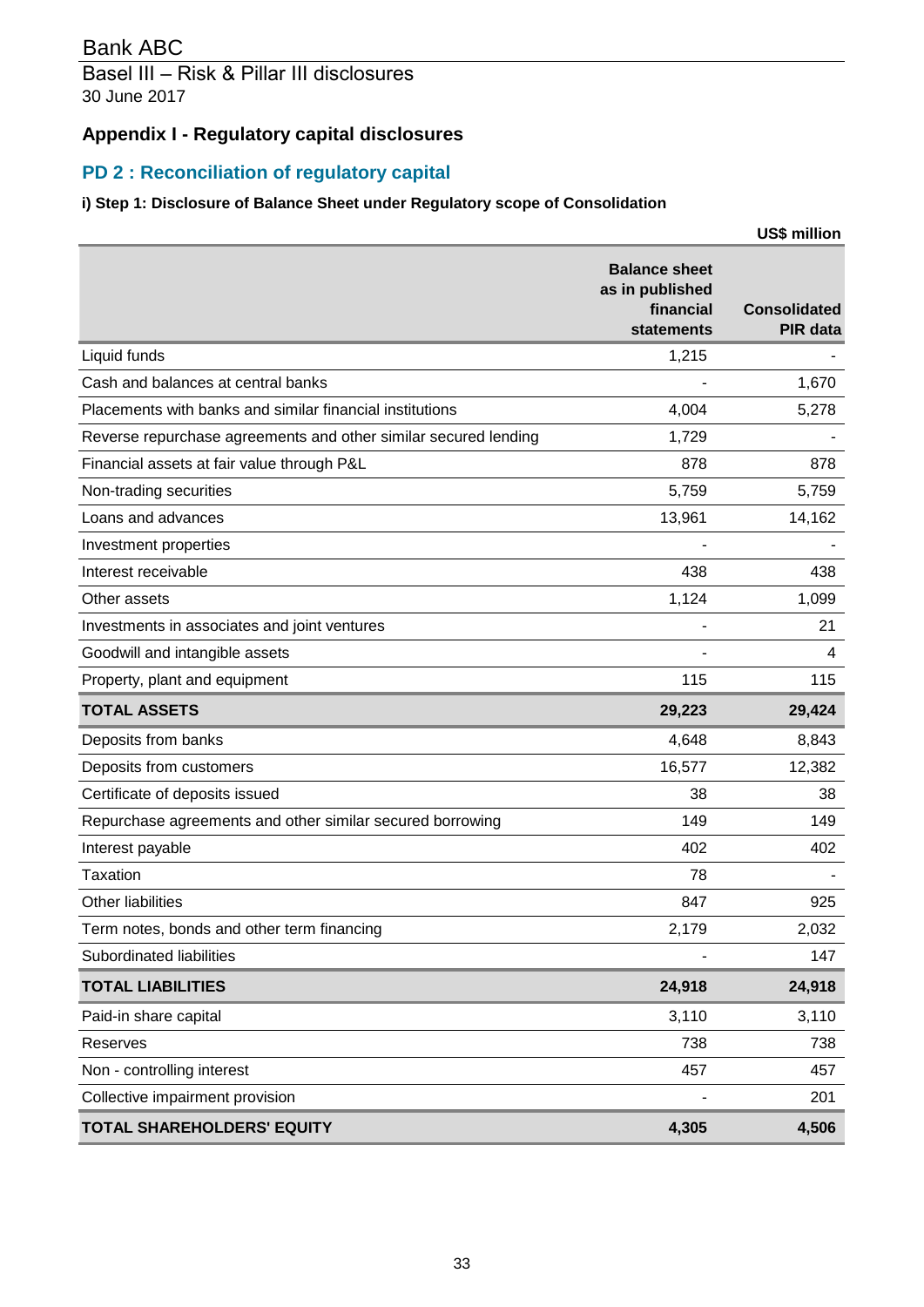Bank ABC

Basel III – Risk & Pillar III disclosures

30 June 2017

## Appendix I - Regulatory capital disclosures

## PD 2 : Reconciliation of regulatory capital

### i) Step 1: Disclosure of Balance Sheet under Regulatory scope of Consolidation

US$ million

| | Balance sheet as in published financial statements | Consolidated PIR data |
|---|---|---|
| Liquid funds | 1,215 | - |
| Cash and balances at central banks | - | 1,670 |
| Placements with banks and similar financial institutions | 4,004 | 5,278 |
| Reverse repurchase agreements and other similar secured lending | 1,729 | - |
| Financial assets at fair value through P&L | 878 | 878 |
| Non-trading securities | 5,759 | 5,759 |
| Loans and advances | 13,961 | 14,162 |
| Investment properties | - | - |
| Interest receivable | 438 | 438 |
| Other assets | 1,124 | 1,099 |
| Investments in associates and joint ventures | - | 21 |
| Goodwill and intangible assets | - | 4 |
| Property, plant and equipment | 115 | 115 |
| **TOTAL ASSETS** | **29,223** | **29,424** |
| Deposits from banks | 4,648 | 8,843 |
| Deposits from customers | 16,577 | 12,382 |
| Certificate of deposits issued | 38 | 38 |
| Repurchase agreements and other similar secured borrowing | 149 | 149 |
| Interest payable | 402 | 402 |
| Taxation | 78 | - |
| Other liabilities | 847 | 925 |
| Term notes, bonds and other term financing | 2,179 | 2,032 |
| Subordinated liabilities | - | 147 |
| **TOTAL LIABILITIES** | **24,918** | **24,918** |
| Paid-in share capital | 3,110 | 3,110 |
| Reserves | 738 | 738 |
| Non - controlling interest | 457 | 457 |
| Collective impairment provision | - | 201 |
| **TOTAL SHAREHOLDERS' EQUITY** | **4,305** | **4,506** |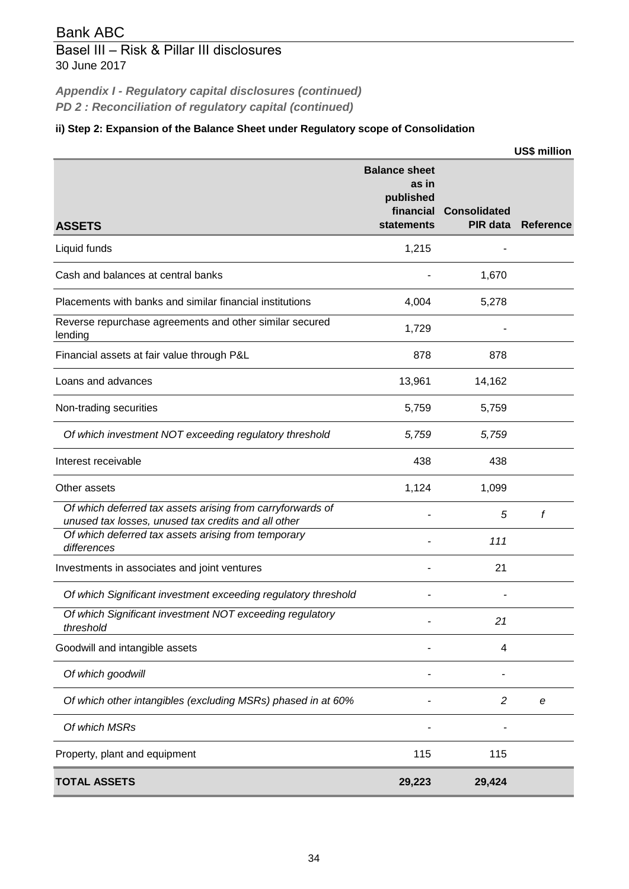# Bank ABC

## Basel III – Risk & Pillar III disclosures

30 June 2017

***Appendix I - Regulatory capital disclosures (continued)***

***PD 2 : Reconciliation of regulatory capital (continued)***

**ii) Step 2: Expansion of the Balance Sheet under Regulatory scope of Consolidation**

**US$ million**

| **ASSETS** | **Balance sheet as in published financial statements** | **Consolidated PIR data** | **Reference** |
|---|---|---|---|
| Liquid funds | 1,215 | - | |
| Cash and balances at central banks | - | 1,670 | |
| Placements with banks and similar financial institutions | 4,004 | 5,278 | |
| Reverse repurchase agreements and other similar secured lending | 1,729 | - | |
| Financial assets at fair value through P&L | 878 | 878 | |
| Loans and advances | 13,961 | 14,162 | |
| Non-trading securities | 5,759 | 5,759 | |
| *Of which investment NOT exceeding regulatory threshold* | *5,759* | *5,759* | |
| Interest receivable | 438 | 438 | |
| Other assets | 1,124 | 1,099 | |
| *Of which deferred tax assets arising from carryforwards of unused tax losses, unused tax credits and all other* | - | *5* | *f* |
| *Of which deferred tax assets arising from temporary differences* | - | *111* | |
| Investments in associates and joint ventures | - | 21 | |
| *Of which Significant investment exceeding regulatory threshold* | - | - | |
| *Of which Significant investment NOT exceeding regulatory threshold* | - | *21* | |
| Goodwill and intangible assets | - | 4 | |
| *Of which goodwill* | - | - | |
| *Of which other intangibles (excluding MSRs) phased in at 60%* | - | *2* | *e* |
| *Of which MSRs* | - | - | |
| Property, plant and equipment | 115 | 115 | |
| **TOTAL ASSETS** | **29,223** | **29,424** | |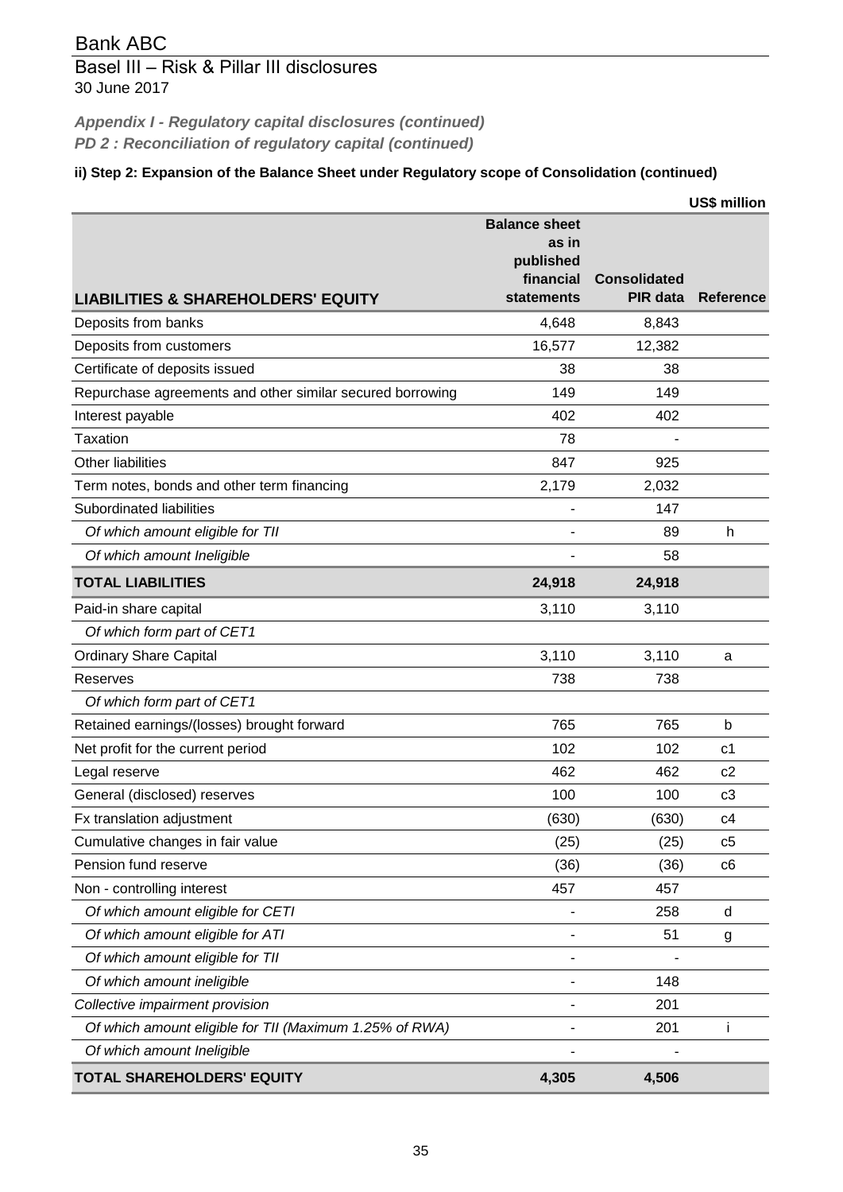# Bank ABC

## Basel III – Risk & Pillar III disclosures

30 June 2017

***Appendix I - Regulatory capital disclosures (continued)***

***PD 2 : Reconciliation of regulatory capital (continued)***

**ii) Step 2: Expansion of the Balance Sheet under Regulatory scope of Consolidation (continued)**

**US$ million**

| **LIABILITIES & SHAREHOLDERS' EQUITY** | **Balance sheet as in published financial statements** | **Consolidated PIR data** | **Reference** |
|---|---|---|---|
| Deposits from banks | 4,648 | 8,843 | |
| Deposits from customers | 16,577 | 12,382 | |
| Certificate of deposits issued | 38 | 38 | |
| Repurchase agreements and other similar secured borrowing | 149 | 149 | |
| Interest payable | 402 | 402 | |
| Taxation | 78 | - | |
| Other liabilities | 847 | 925 | |
| Term notes, bonds and other term financing | 2,179 | 2,032 | |
| Subordinated liabilities | - | 147 | |
| *Of which amount eligible for TII* | - | 89 | h |
| *Of which amount Ineligible* | - | 58 | |
| **TOTAL LIABILITIES** | **24,918** | **24,918** | |
| Paid-in share capital | 3,110 | 3,110 | |
| *Of which form part of CET1* | | | |
| Ordinary Share Capital | 3,110 | 3,110 | a |
| Reserves | 738 | 738 | |
| *Of which form part of CET1* | | | |
| Retained earnings/(losses) brought forward | 765 | 765 | b |
| Net profit for the current period | 102 | 102 | c1 |
| Legal reserve | 462 | 462 | c2 |
| General (disclosed) reserves | 100 | 100 | c3 |
| Fx translation adjustment | (630) | (630) | c4 |
| Cumulative changes in fair value | (25) | (25) | c5 |
| Pension fund reserve | (36) | (36) | c6 |
| Non - controlling interest | 457 | 457 | |
| *Of which amount eligible for CETI* | - | 258 | d |
| *Of which amount eligible for ATI* | - | 51 | g |
| *Of which amount eligible for TII* | - | - | |
| *Of which amount ineligible* | - | 148 | |
| *Collective impairment provision* | - | 201 | |
| *Of which amount eligible for TII (Maximum 1.25% of RWA)* | - | 201 | i |
| *Of which amount Ineligible* | - | - | |
| **TOTAL SHAREHOLDERS' EQUITY** | **4,305** | **4,506** | |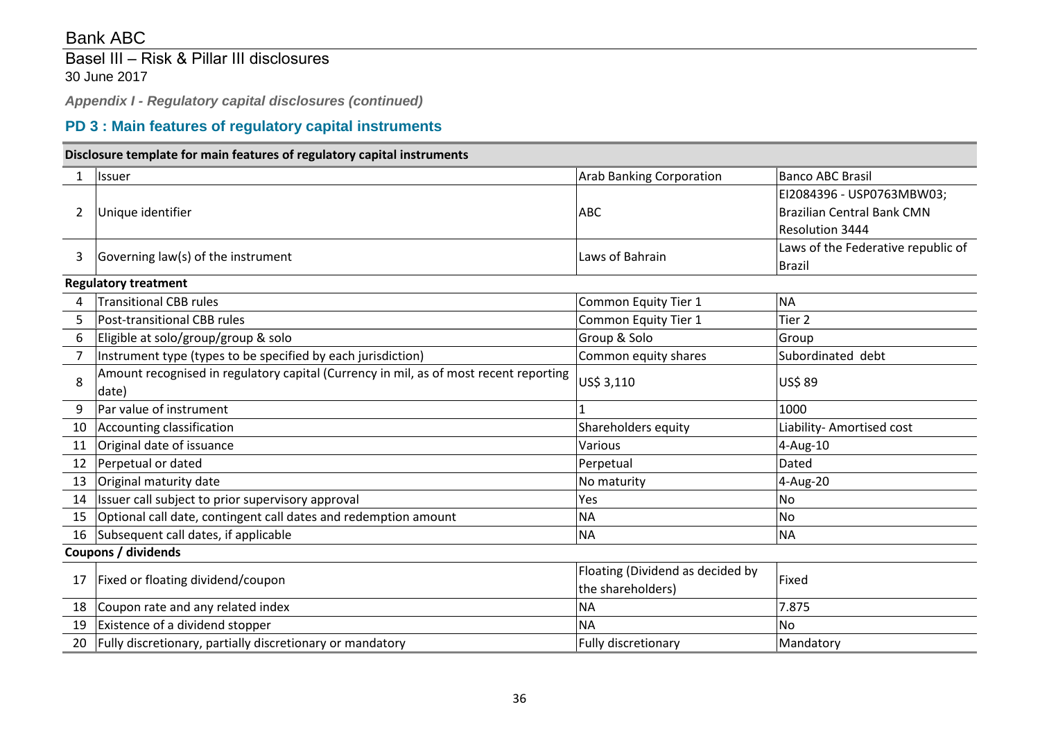# Bank ABC

## Basel III – Risk & Pillar III disclosures

30 June 2017

*Appendix I - Regulatory capital disclosures (continued)*

### PD 3 : Main features of regulatory capital instruments

| | **Disclosure template for main features of regulatory capital instruments** | | |
|---|---|---|---|
| 1 | Issuer | Arab Banking Corporation | Banco ABC Brasil |
| 2 | Unique identifier | ABC | EI2084396 - USP0763MBW03; Brazilian Central Bank CMN Resolution 3444 |
| 3 | Governing law(s) of the instrument | Laws of Bahrain | Laws of the Federative republic of Brazil |
| | **Regulatory treatment** | | |
| 4 | Transitional CBB rules | Common Equity Tier 1 | NA |
| 5 | Post-transitional CBB rules | Common Equity Tier 1 | Tier 2 |
| 6 | Eligible at solo/group/group & solo | Group & Solo | Group |
| 7 | Instrument type (types to be specified by each jurisdiction) | Common equity shares | Subordinated debt |
| 8 | Amount recognised in regulatory capital (Currency in mil, as of most recent reporting date) | US$ 3,110 | US$ 89 |
| 9 | Par value of instrument | 1 | 1000 |
| 10 | Accounting classification | Shareholders equity | Liability- Amortised cost |
| 11 | Original date of issuance | Various | 4-Aug-10 |
| 12 | Perpetual or dated | Perpetual | Dated |
| 13 | Original maturity date | No maturity | 4-Aug-20 |
| 14 | Issuer call subject to prior supervisory approval | Yes | No |
| 15 | Optional call date, contingent call dates and redemption amount | NA | No |
| 16 | Subsequent call dates, if applicable | NA | NA |
| | **Coupons / dividends** | | |
| 17 | Fixed or floating dividend/coupon | Floating (Dividend as decided by the shareholders) | Fixed |
| 18 | Coupon rate and any related index | NA | 7.875 |
| 19 | Existence of a dividend stopper | NA | No |
| 20 | Fully discretionary, partially discretionary or mandatory | Fully discretionary | Mandatory |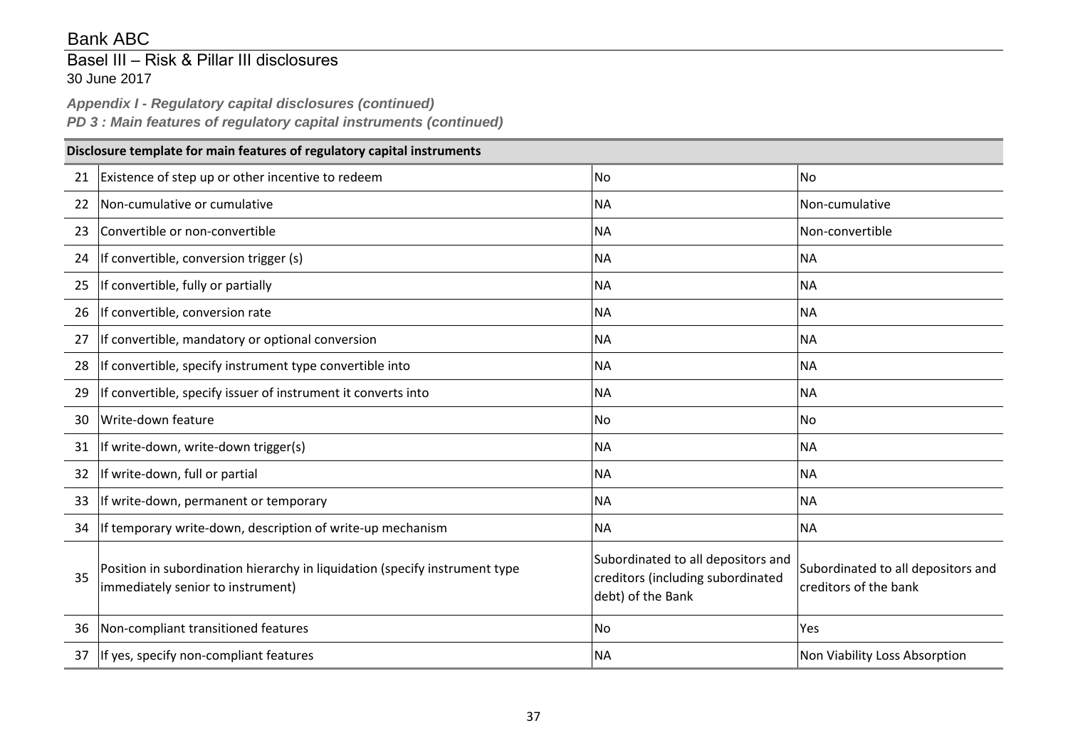Bank ABC

Basel III – Risk & Pillar III disclosures

30 June 2017

***Appendix I - Regulatory capital disclosures (continued)***

***PD 3 : Main features of regulatory capital instruments (continued)***

| | Disclosure template for main features of regulatory capital instruments | | |
|---|---|---|---|
| 21 | Existence of step up or other incentive to redeem | No | No |
| 22 | Non-cumulative or cumulative | NA | Non-cumulative |
| 23 | Convertible or non-convertible | NA | Non-convertible |
| 24 | If convertible, conversion trigger (s) | NA | NA |
| 25 | If convertible, fully or partially | NA | NA |
| 26 | If convertible, conversion rate | NA | NA |
| 27 | If convertible, mandatory or optional conversion | NA | NA |
| 28 | If convertible, specify instrument type convertible into | NA | NA |
| 29 | If convertible, specify issuer of instrument it converts into | NA | NA |
| 30 | Write-down feature | No | No |
| 31 | If write-down, write-down trigger(s) | NA | NA |
| 32 | If write-down, full or partial | NA | NA |
| 33 | If write-down, permanent or temporary | NA | NA |
| 34 | If temporary write-down, description of write-up mechanism | NA | NA |
| 35 | Position in subordination hierarchy in liquidation (specify instrument type immediately senior to instrument) | Subordinated to all depositors and creditors (including subordinated debt) of the Bank | Subordinated to all depositors and creditors of the bank |
| 36 | Non-compliant transitioned features | No | Yes |
| 37 | If yes, specify non-compliant features | NA | Non Viability Loss Absorption |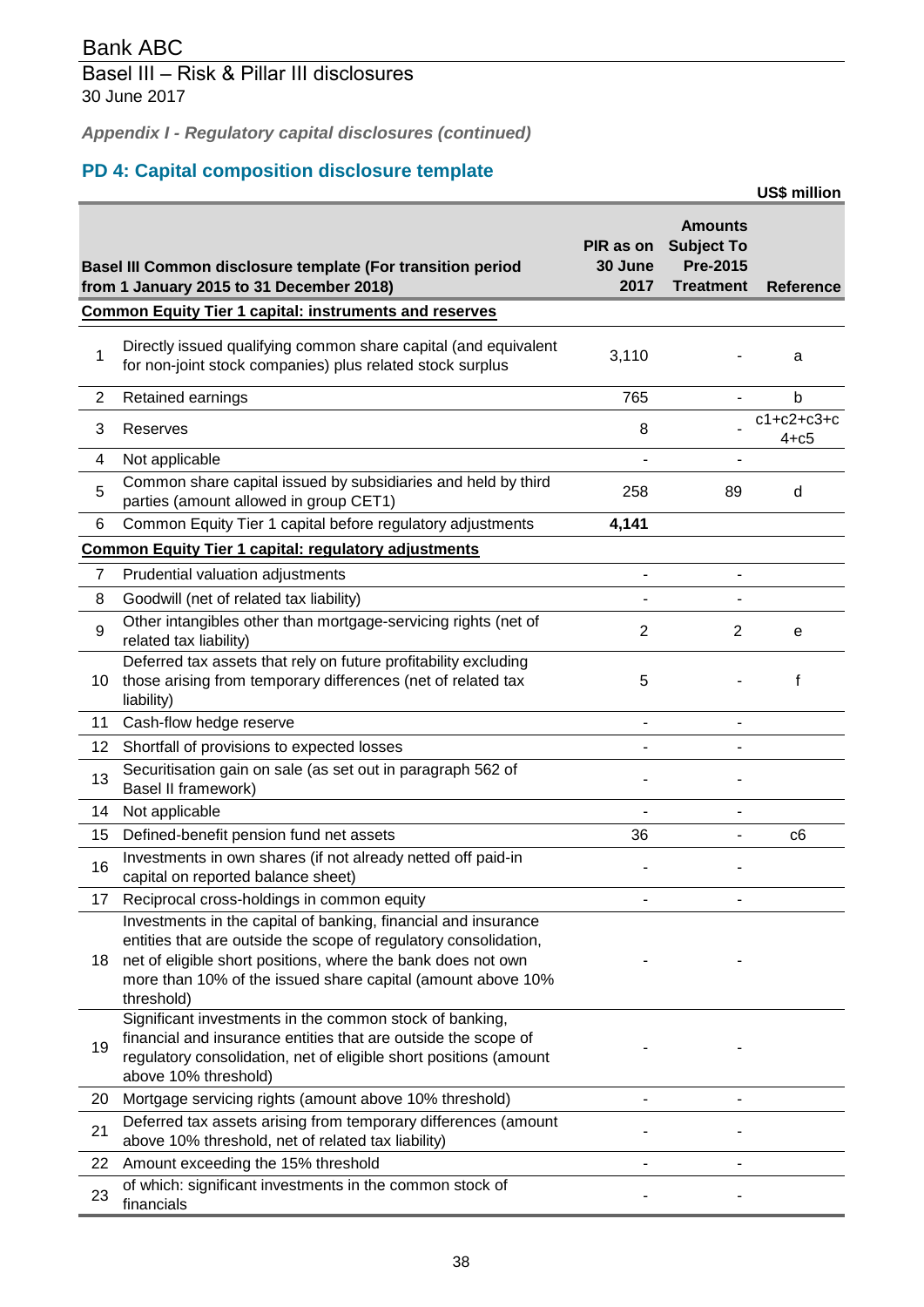Bank ABC

Basel III – Risk & Pillar III disclosures

30 June 2017

*Appendix I - Regulatory capital disclosures (continued)*

## PD 4: Capital composition disclosure template

US$ million

| | Basel III Common disclosure template (For transition period from 1 January 2015 to 31 December 2018) | PIR as on 30 June 2017 | Amounts Subject To Pre-2015 Treatment | Reference |
|---|---|---|---|---|
| | **Common Equity Tier 1 capital: instruments and reserves** | | | |
| 1 | Directly issued qualifying common share capital (and equivalent for non-joint stock companies) plus related stock surplus | 3,110 | - | a |
| 2 | Retained earnings | 765 | - | b |
| 3 | Reserves | 8 | - | c1+c2+c3+c4+c5 |
| 4 | Not applicable | - | - | |
| 5 | Common share capital issued by subsidiaries and held by third parties (amount allowed in group CET1) | 258 | 89 | d |
| 6 | Common Equity Tier 1 capital before regulatory adjustments | **4,141** | | |
| | **Common Equity Tier 1 capital: regulatory adjustments** | | | |
| 7 | Prudential valuation adjustments | - | - | |
| 8 | Goodwill (net of related tax liability) | - | - | |
| 9 | Other intangibles other than mortgage-servicing rights (net of related tax liability) | 2 | 2 | e |
| 10 | Deferred tax assets that rely on future profitability excluding those arising from temporary differences (net of related tax liability) | 5 | - | f |
| 11 | Cash-flow hedge reserve | - | - | |
| 12 | Shortfall of provisions to expected losses | - | - | |
| 13 | Securitisation gain on sale (as set out in paragraph 562 of Basel II framework) | - | - | |
| 14 | Not applicable | - | - | |
| 15 | Defined-benefit pension fund net assets | 36 | - | c6 |
| 16 | Investments in own shares (if not already netted off paid-in capital on reported balance sheet) | - | - | |
| 17 | Reciprocal cross-holdings in common equity | - | - | |
| 18 | Investments in the capital of banking, financial and insurance entities that are outside the scope of regulatory consolidation, net of eligible short positions, where the bank does not own more than 10% of the issued share capital (amount above 10% threshold) | - | - | |
| 19 | Significant investments in the common stock of banking, financial and insurance entities that are outside the scope of regulatory consolidation, net of eligible short positions (amount above 10% threshold) | - | - | |
| 20 | Mortgage servicing rights (amount above 10% threshold) | - | - | |
| 21 | Deferred tax assets arising from temporary differences (amount above 10% threshold, net of related tax liability) | - | - | |
| 22 | Amount exceeding the 15% threshold | - | - | |
| 23 | of which: significant investments in the common stock of financials | - | - | |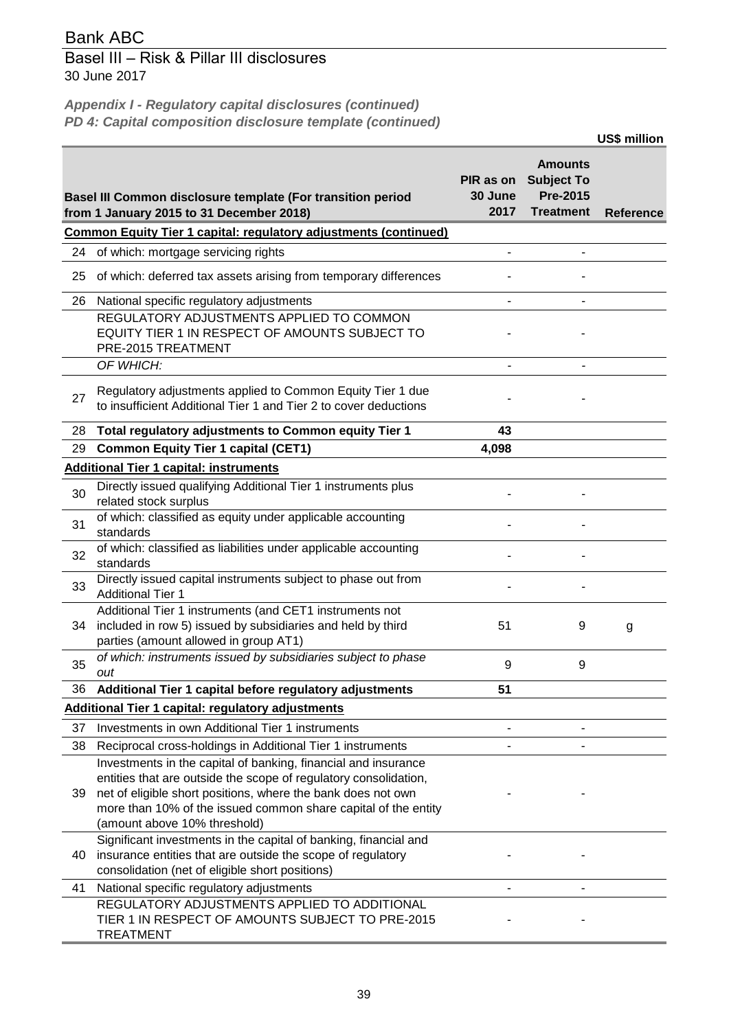Bank ABC

Basel III – Risk & Pillar III disclosures

30 June 2017

***Appendix I - Regulatory capital disclosures (continued)***
***PD 4: Capital composition disclosure template (continued)***

US$ million

| | Basel III Common disclosure template (For transition period from 1 January 2015 to 31 December 2018) | PIR as on 30 June 2017 | Amounts Subject To Pre-2015 Treatment | Reference |
|---|---|---|---|---|
| | **Common Equity Tier 1 capital: regulatory adjustments (continued)** | | | |
| 24 | of which: mortgage servicing rights | - | - | |
| 25 | of which: deferred tax assets arising from temporary differences | - | - | |
| 26 | National specific regulatory adjustments | - | - | |
| | REGULATORY ADJUSTMENTS APPLIED TO COMMON EQUITY TIER 1 IN RESPECT OF AMOUNTS SUBJECT TO PRE-2015 TREATMENT | - | - | |
| | *OF WHICH:* | - | - | |
| 27 | Regulatory adjustments applied to Common Equity Tier 1 due to insufficient Additional Tier 1 and Tier 2 to cover deductions | - | - | |
| 28 | **Total regulatory adjustments to Common equity Tier 1** | **43** | | |
| 29 | **Common Equity Tier 1 capital (CET1)** | **4,098** | | |
| | **Additional Tier 1 capital: instruments** | | | |
| 30 | Directly issued qualifying Additional Tier 1 instruments plus related stock surplus | - | - | |
| 31 | of which: classified as equity under applicable accounting standards | - | - | |
| 32 | of which: classified as liabilities under applicable accounting standards | - | - | |
| 33 | Directly issued capital instruments subject to phase out from Additional Tier 1 | - | - | |
| 34 | Additional Tier 1 instruments (and CET1 instruments not included in row 5) issued by subsidiaries and held by third parties (amount allowed in group AT1) | 51 | 9 | g |
| 35 | *of which: instruments issued by subsidiaries subject to phase out* | 9 | 9 | |
| 36 | **Additional Tier 1 capital before regulatory adjustments** | **51** | | |
| | **Additional Tier 1 capital: regulatory adjustments** | | | |
| 37 | Investments in own Additional Tier 1 instruments | - | - | |
| 38 | Reciprocal cross-holdings in Additional Tier 1 instruments | - | - | |
| 39 | Investments in the capital of banking, financial and insurance entities that are outside the scope of regulatory consolidation, net of eligible short positions, where the bank does not own more than 10% of the issued common share capital of the entity (amount above 10% threshold) | - | - | |
| 40 | Significant investments in the capital of banking, financial and insurance entities that are outside the scope of regulatory consolidation (net of eligible short positions) | - | - | |
| 41 | National specific regulatory adjustments | - | - | |
| | REGULATORY ADJUSTMENTS APPLIED TO ADDITIONAL TIER 1 IN RESPECT OF AMOUNTS SUBJECT TO PRE-2015 TREATMENT | - | - | |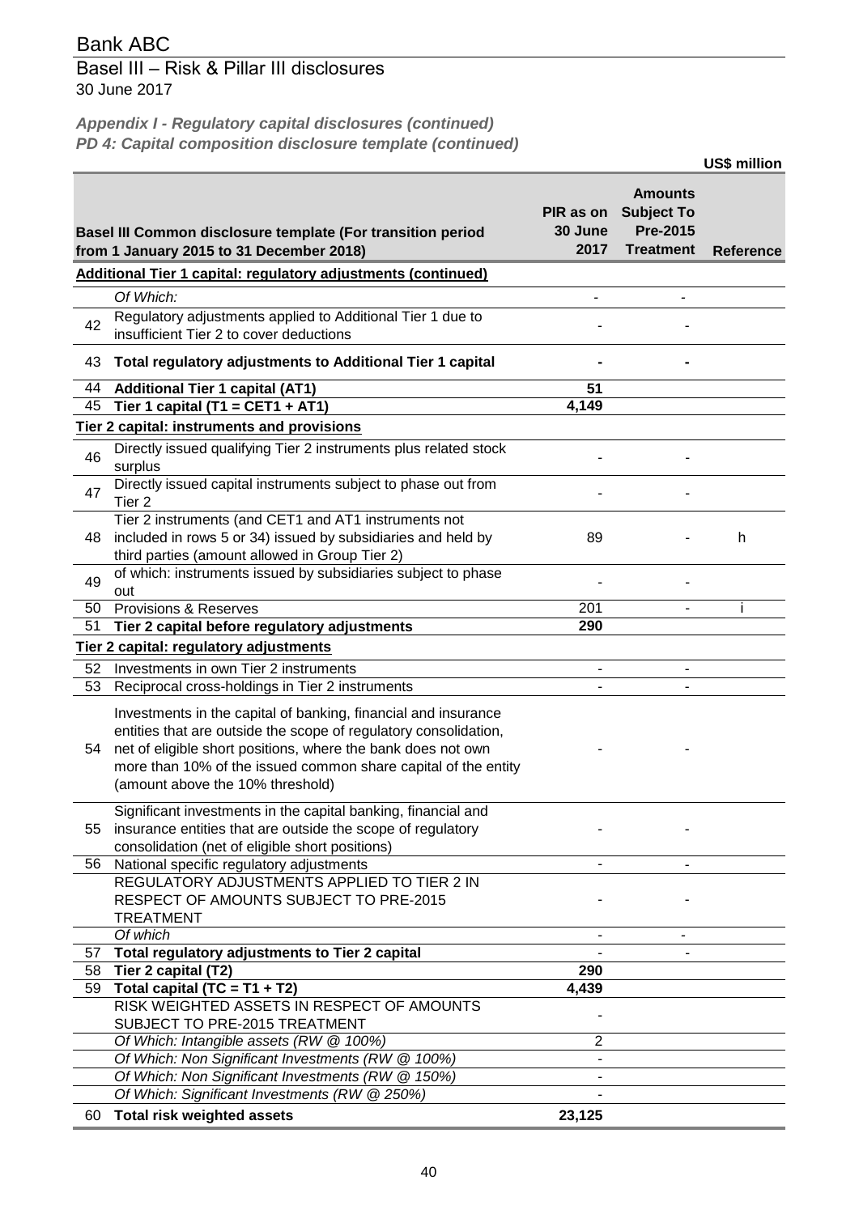Bank ABC

Basel III – Risk & Pillar III disclosures

30 June 2017

***Appendix I - Regulatory capital disclosures (continued)***

***PD 4: Capital composition disclosure template (continued)***

**US$ million**

| | **Basel III Common disclosure template (For transition period from 1 January 2015 to 31 December 2018)** | **PIR as on 30 June 2017** | **Amounts Subject To Pre-2015 Treatment** | **Reference** |
|---|---|---|---|---|
| | **Additional Tier 1 capital: regulatory adjustments (continued)** | | | |
| | *Of Which:* | - | - | |
| 42 | Regulatory adjustments applied to Additional Tier 1 due to insufficient Tier 2 to cover deductions | - | - | |
| 43 | **Total regulatory adjustments to Additional Tier 1 capital** | **-** | **-** | |
| 44 | **Additional Tier 1 capital (AT1)** | **51** | | |
| 45 | **Tier 1 capital (T1 = CET1 + AT1)** | **4,149** | | |
| | **Tier 2 capital: instruments and provisions** | | | |
| 46 | Directly issued qualifying Tier 2 instruments plus related stock surplus | - | - | |
| 47 | Directly issued capital instruments subject to phase out from Tier 2 | - | - | |
| 48 | Tier 2 instruments (and CET1 and AT1 instruments not included in rows 5 or 34) issued by subsidiaries and held by third parties (amount allowed in Group Tier 2) | 89 | - | h |
| 49 | of which: instruments issued by subsidiaries subject to phase out | - | - | |
| 50 | Provisions & Reserves | 201 | - | i |
| 51 | **Tier 2 capital before regulatory adjustments** | **290** | | |
| | **Tier 2 capital: regulatory adjustments** | | | |
| 52 | Investments in own Tier 2 instruments | - | - | |
| 53 | Reciprocal cross-holdings in Tier 2 instruments | - | - | |
| 54 | Investments in the capital of banking, financial and insurance entities that are outside the scope of regulatory consolidation, net of eligible short positions, where the bank does not own more than 10% of the issued common share capital of the entity (amount above the 10% threshold) | - | - | |
| 55 | Significant investments in the capital banking, financial and insurance entities that are outside the scope of regulatory consolidation (net of eligible short positions) | - | - | |
| 56 | National specific regulatory adjustments | - | - | |
| | REGULATORY ADJUSTMENTS APPLIED TO TIER 2 IN RESPECT OF AMOUNTS SUBJECT TO PRE-2015 TREATMENT | - | - | |
| | *Of which* | - | - | |
| 57 | **Total regulatory adjustments to Tier 2 capital** | - | - | |
| 58 | **Tier 2 capital (T2)** | **290** | | |
| 59 | **Total capital (TC = T1 + T2)** | **4,439** | | |
| | RISK WEIGHTED ASSETS IN RESPECT OF AMOUNTS SUBJECT TO PRE-2015 TREATMENT | - | | |
| | *Of Which: Intangible assets (RW @ 100%)* | 2 | | |
| | *Of Which: Non Significant Investments (RW @ 100%)* | - | | |
| | *Of Which: Non Significant Investments (RW @ 150%)* | - | | |
| | *Of Which: Significant Investments (RW @ 250%)* | - | | |
| 60 | **Total risk weighted assets** | **23,125** | | |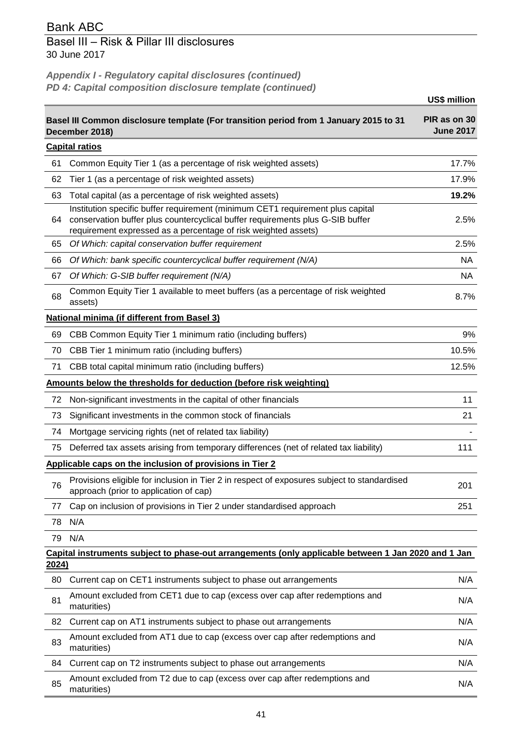# Bank ABC

## Basel III – Risk & Pillar III disclosures

30 June 2017

***Appendix I - Regulatory capital disclosures (continued)***
***PD 4: Capital composition disclosure template (continued)***

**US$ million**

| | **Basel III Common disclosure template (For transition period from 1 January 2015 to 31 December 2018)** | **PIR as on 30 June 2017** |
|---|---|---|
| | **Capital ratios** | |
| 61 | Common Equity Tier 1 (as a percentage of risk weighted assets) | 17.7% |
| 62 | Tier 1 (as a percentage of risk weighted assets) | 17.9% |
| 63 | Total capital (as a percentage of risk weighted assets) | **19.2%** |
| 64 | Institution specific buffer requirement (minimum CET1 requirement plus capital conservation buffer plus countercyclical buffer requirements plus G-SIB buffer requirement expressed as a percentage of risk weighted assets) | 2.5% |
| 65 | *Of Which: capital conservation buffer requirement* | 2.5% |
| 66 | *Of Which: bank specific countercyclical buffer requirement (N/A)* | NA |
| 67 | *Of Which: G-SIB buffer requirement (N/A)* | NA |
| 68 | Common Equity Tier 1 available to meet buffers (as a percentage of risk weighted assets) | 8.7% |
| | **National minima (if different from Basel 3)** | |
| 69 | CBB Common Equity Tier 1 minimum ratio (including buffers) | 9% |
| 70 | CBB Tier 1 minimum ratio (including buffers) | 10.5% |
| 71 | CBB total capital minimum ratio (including buffers) | 12.5% |
| | **Amounts below the thresholds for deduction (before risk weighting)** | |
| 72 | Non-significant investments in the capital of other financials | 11 |
| 73 | Significant investments in the common stock of financials | 21 |
| 74 | Mortgage servicing rights (net of related tax liability) | - |
| 75 | Deferred tax assets arising from temporary differences (net of related tax liability) | 111 |
| | **Applicable caps on the inclusion of provisions in Tier 2** | |
| 76 | Provisions eligible for inclusion in Tier 2 in respect of exposures subject to standardised approach (prior to application of cap) | 201 |
| 77 | Cap on inclusion of provisions in Tier 2 under standardised approach | 251 |
| 78 | N/A | |
| 79 | N/A | |
| | **Capital instruments subject to phase-out arrangements (only applicable between 1 Jan 2020 and 1 Jan 2024)** | |
| 80 | Current cap on CET1 instruments subject to phase out arrangements | N/A |
| 81 | Amount excluded from CET1 due to cap (excess over cap after redemptions and maturities) | N/A |
| 82 | Current cap on AT1 instruments subject to phase out arrangements | N/A |
| 83 | Amount excluded from AT1 due to cap (excess over cap after redemptions and maturities) | N/A |
| 84 | Current cap on T2 instruments subject to phase out arrangements | N/A |
| 85 | Amount excluded from T2 due to cap (excess over cap after redemptions and maturities) | N/A |